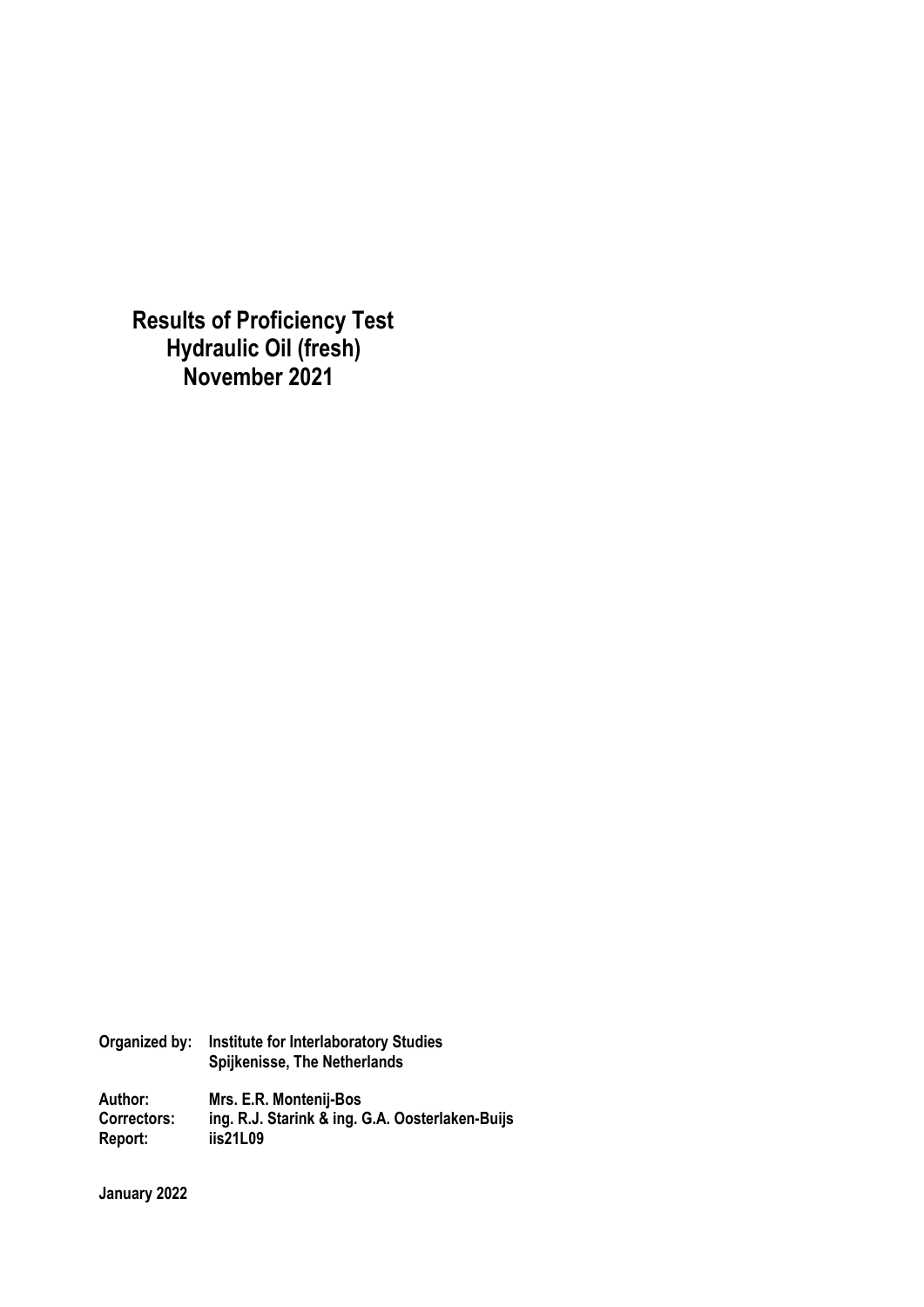# Results of Proficiency Test
# Hydraulic Oil (fresh)
# November 2021

**Organized by:** Institute for Interlaboratory Studies
Spijkenisse, The Netherlands

**Author:** Mrs. E.R. Montenij-Bos
**Correctors:** ing. R.J. Starink & ing. G.A. Oosterlaken-Buijs
**Report:** iis21L09

**January 2022**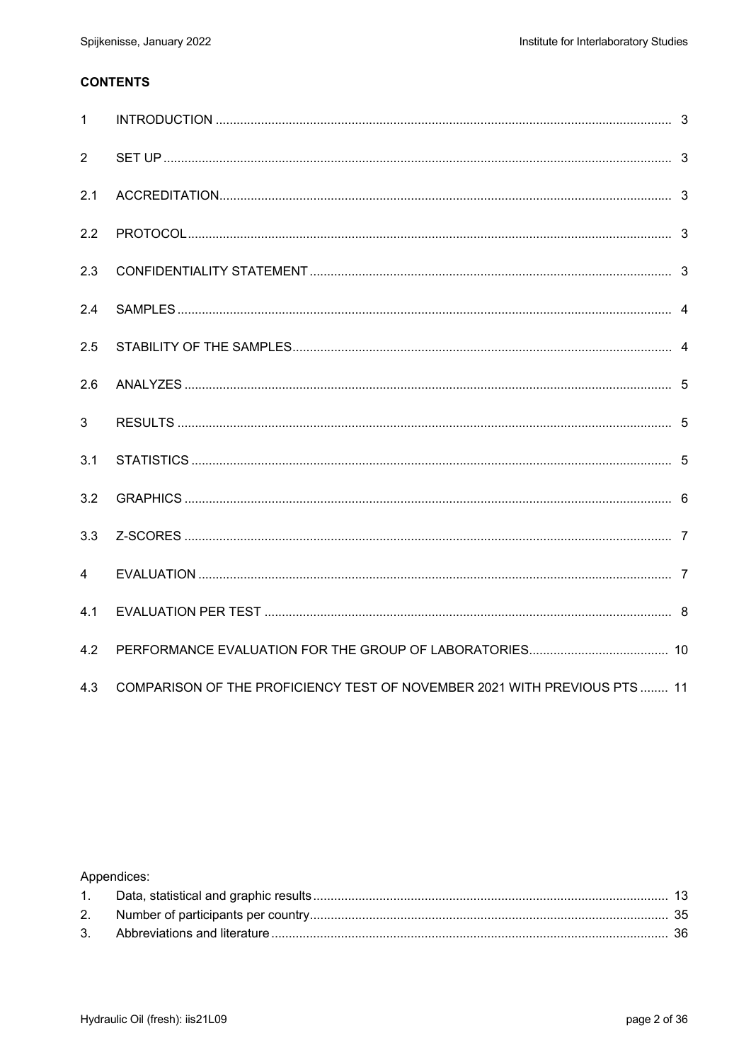**CONTENTS**

| | | |
|---|---|---|
| 1 | INTRODUCTION | 3 |
| 2 | SET UP | 3 |
| 2.1 | ACCREDITATION | 3 |
| 2.2 | PROTOCOL | 3 |
| 2.3 | CONFIDENTIALITY STATEMENT | 3 |
| 2.4 | SAMPLES | 4 |
| 2.5 | STABILITY OF THE SAMPLES | 4 |
| 2.6 | ANALYZES | 5 |
| 3 | RESULTS | 5 |
| 3.1 | STATISTICS | 5 |
| 3.2 | GRAPHICS | 6 |
| 3.3 | Z-SCORES | 7 |
| 4 | EVALUATION | 7 |
| 4.1 | EVALUATION PER TEST | 8 |
| 4.2 | PERFORMANCE EVALUATION FOR THE GROUP OF LABORATORIES | 10 |
| 4.3 | COMPARISON OF THE PROFICIENCY TEST OF NOVEMBER 2021 WITH PREVIOUS PTS | 11 |

Appendices:

| | | |
|---|---|---|
| 1. | Data, statistical and graphic results | 13 |
| 2. | Number of participants per country | 35 |
| 3. | Abbreviations and literature | 36 |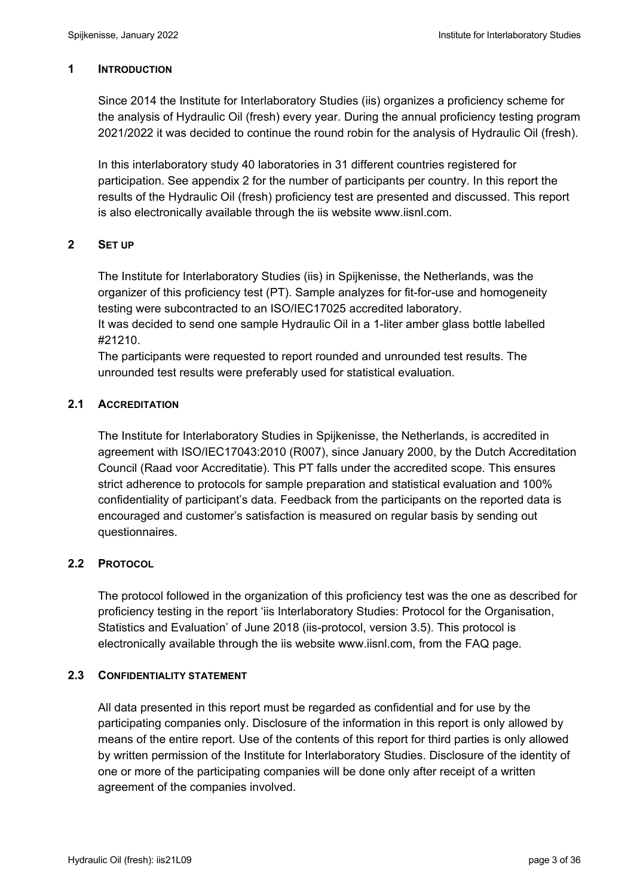## 1 INTRODUCTION

Since 2014 the Institute for Interlaboratory Studies (iis) organizes a proficiency scheme for the analysis of Hydraulic Oil (fresh) every year. During the annual proficiency testing program 2021/2022 it was decided to continue the round robin for the analysis of Hydraulic Oil (fresh).

In this interlaboratory study 40 laboratories in 31 different countries registered for participation. See appendix 2 for the number of participants per country. In this report the results of the Hydraulic Oil (fresh) proficiency test are presented and discussed. This report is also electronically available through the iis website www.iisnl.com.

## 2 SET UP

The Institute for Interlaboratory Studies (iis) in Spijkenisse, the Netherlands, was the organizer of this proficiency test (PT). Sample analyzes for fit-for-use and homogeneity testing were subcontracted to an ISO/IEC17025 accredited laboratory.
It was decided to send one sample Hydraulic Oil in a 1-liter amber glass bottle labelled #21210.
The participants were requested to report rounded and unrounded test results. The unrounded test results were preferably used for statistical evaluation.

### 2.1 ACCREDITATION

The Institute for Interlaboratory Studies in Spijkenisse, the Netherlands, is accredited in agreement with ISO/IEC17043:2010 (R007), since January 2000, by the Dutch Accreditation Council (Raad voor Accreditatie). This PT falls under the accredited scope. This ensures strict adherence to protocols for sample preparation and statistical evaluation and 100% confidentiality of participant's data. Feedback from the participants on the reported data is encouraged and customer's satisfaction is measured on regular basis by sending out questionnaires.

### 2.2 PROTOCOL

The protocol followed in the organization of this proficiency test was the one as described for proficiency testing in the report 'iis Interlaboratory Studies: Protocol for the Organisation, Statistics and Evaluation' of June 2018 (iis-protocol, version 3.5). This protocol is electronically available through the iis website www.iisnl.com, from the FAQ page.

### 2.3 CONFIDENTIALITY STATEMENT

All data presented in this report must be regarded as confidential and for use by the participating companies only. Disclosure of the information in this report is only allowed by means of the entire report. Use of the contents of this report for third parties is only allowed by written permission of the Institute for Interlaboratory Studies. Disclosure of the identity of one or more of the participating companies will be done only after receipt of a written agreement of the companies involved.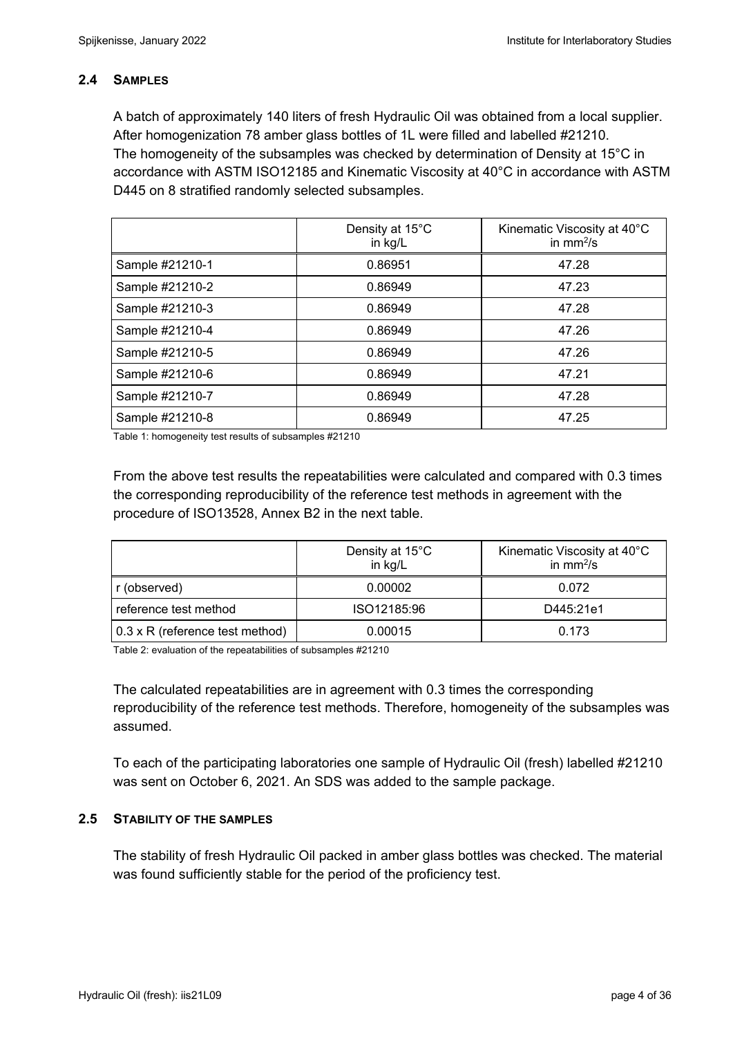### 2.4 SAMPLES

A batch of approximately 140 liters of fresh Hydraulic Oil was obtained from a local supplier. After homogenization 78 amber glass bottles of 1L were filled and labelled #21210. The homogeneity of the subsamples was checked by determination of Density at 15°C in accordance with ASTM ISO12185 and Kinematic Viscosity at 40°C in accordance with ASTM D445 on 8 stratified randomly selected subsamples.

| | Density at 15°C in kg/L | Kinematic Viscosity at 40°C in $mm^2/s$ |
|---|---|---|
| Sample #21210-1 | 0.86951 | 47.28 |
| Sample #21210-2 | 0.86949 | 47.23 |
| Sample #21210-3 | 0.86949 | 47.28 |
| Sample #21210-4 | 0.86949 | 47.26 |
| Sample #21210-5 | 0.86949 | 47.26 |
| Sample #21210-6 | 0.86949 | 47.21 |
| Sample #21210-7 | 0.86949 | 47.28 |
| Sample #21210-8 | 0.86949 | 47.25 |

Table 1: homogeneity test results of subsamples #21210

From the above test results the repeatabilities were calculated and compared with 0.3 times the corresponding reproducibility of the reference test methods in agreement with the procedure of ISO13528, Annex B2 in the next table.

| | Density at 15°C in kg/L | Kinematic Viscosity at 40°C in $mm^2/s$ |
|---|---|---|
| r (observed) | 0.00002 | 0.072 |
| reference test method | ISO12185:96 | D445:21e1 |
| 0.3 x R (reference test method) | 0.00015 | 0.173 |

Table 2: evaluation of the repeatabilities of subsamples #21210

The calculated repeatabilities are in agreement with 0.3 times the corresponding reproducibility of the reference test methods. Therefore, homogeneity of the subsamples was assumed.

To each of the participating laboratories one sample of Hydraulic Oil (fresh) labelled #21210 was sent on October 6, 2021. An SDS was added to the sample package.

### 2.5 STABILITY OF THE SAMPLES

The stability of fresh Hydraulic Oil packed in amber glass bottles was checked. The material was found sufficiently stable for the period of the proficiency test.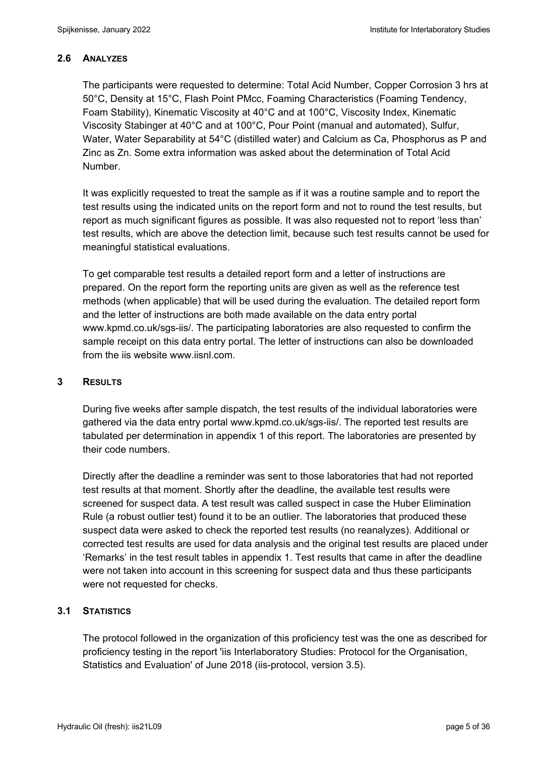## 2.6 ANALYZES

The participants were requested to determine: Total Acid Number, Copper Corrosion 3 hrs at 50°C, Density at 15°C, Flash Point PMcc, Foaming Characteristics (Foaming Tendency, Foam Stability), Kinematic Viscosity at 40°C and at 100°C, Viscosity Index, Kinematic Viscosity Stabinger at 40°C and at 100°C, Pour Point (manual and automated), Sulfur, Water, Water Separability at 54°C (distilled water) and Calcium as Ca, Phosphorus as P and Zinc as Zn. Some extra information was asked about the determination of Total Acid Number.

It was explicitly requested to treat the sample as if it was a routine sample and to report the test results using the indicated units on the report form and not to round the test results, but report as much significant figures as possible. It was also requested not to report 'less than' test results, which are above the detection limit, because such test results cannot be used for meaningful statistical evaluations.

To get comparable test results a detailed report form and a letter of instructions are prepared. On the report form the reporting units are given as well as the reference test methods (when applicable) that will be used during the evaluation. The detailed report form and the letter of instructions are both made available on the data entry portal www.kpmd.co.uk/sgs-iis/. The participating laboratories are also requested to confirm the sample receipt on this data entry portal. The letter of instructions can also be downloaded from the iis website www.iisnl.com.

# 3 RESULTS

During five weeks after sample dispatch, the test results of the individual laboratories were gathered via the data entry portal www.kpmd.co.uk/sgs-iis/. The reported test results are tabulated per determination in appendix 1 of this report. The laboratories are presented by their code numbers.

Directly after the deadline a reminder was sent to those laboratories that had not reported test results at that moment. Shortly after the deadline, the available test results were screened for suspect data. A test result was called suspect in case the Huber Elimination Rule (a robust outlier test) found it to be an outlier. The laboratories that produced these suspect data were asked to check the reported test results (no reanalyzes). Additional or corrected test results are used for data analysis and the original test results are placed under 'Remarks' in the test result tables in appendix 1. Test results that came in after the deadline were not taken into account in this screening for suspect data and thus these participants were not requested for checks.

## 3.1 STATISTICS

The protocol followed in the organization of this proficiency test was the one as described for proficiency testing in the report 'iis Interlaboratory Studies: Protocol for the Organisation, Statistics and Evaluation' of June 2018 (iis-protocol, version 3.5).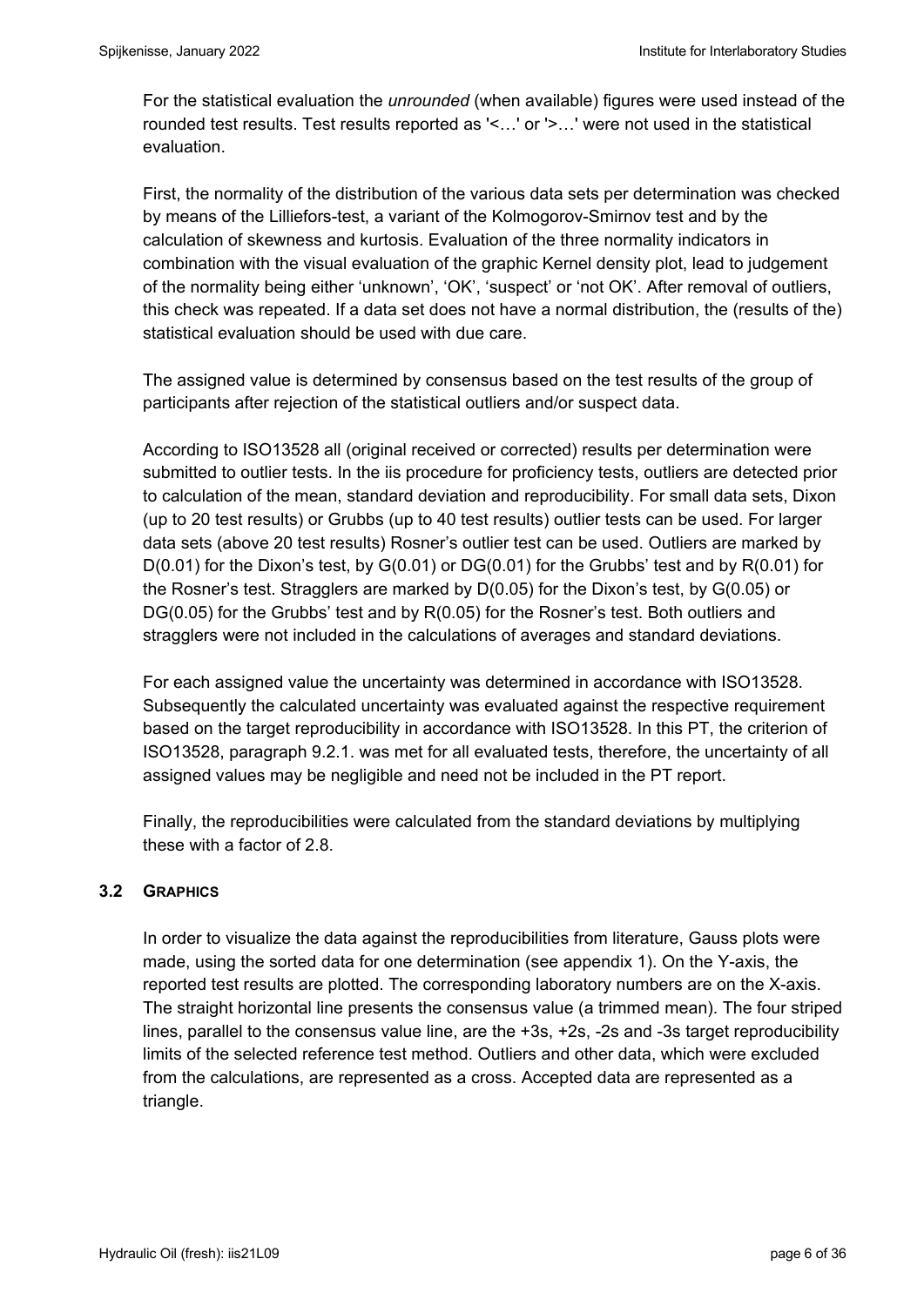For the statistical evaluation the *unrounded* (when available) figures were used instead of the rounded test results. Test results reported as '<…' or '>…' were not used in the statistical evaluation.

First, the normality of the distribution of the various data sets per determination was checked by means of the Lilliefors-test, a variant of the Kolmogorov-Smirnov test and by the calculation of skewness and kurtosis. Evaluation of the three normality indicators in combination with the visual evaluation of the graphic Kernel density plot, lead to judgement of the normality being either 'unknown', 'OK', 'suspect' or 'not OK'. After removal of outliers, this check was repeated. If a data set does not have a normal distribution, the (results of the) statistical evaluation should be used with due care.

The assigned value is determined by consensus based on the test results of the group of participants after rejection of the statistical outliers and/or suspect data.

According to ISO13528 all (original received or corrected) results per determination were submitted to outlier tests. In the iis procedure for proficiency tests, outliers are detected prior to calculation of the mean, standard deviation and reproducibility. For small data sets, Dixon (up to 20 test results) or Grubbs (up to 40 test results) outlier tests can be used. For larger data sets (above 20 test results) Rosner's outlier test can be used. Outliers are marked by D(0.01) for the Dixon's test, by G(0.01) or DG(0.01) for the Grubbs' test and by R(0.01) for the Rosner's test. Stragglers are marked by D(0.05) for the Dixon's test, by G(0.05) or DG(0.05) for the Grubbs' test and by R(0.05) for the Rosner's test. Both outliers and stragglers were not included in the calculations of averages and standard deviations.

For each assigned value the uncertainty was determined in accordance with ISO13528. Subsequently the calculated uncertainty was evaluated against the respective requirement based on the target reproducibility in accordance with ISO13528. In this PT, the criterion of ISO13528, paragraph 9.2.1. was met for all evaluated tests, therefore, the uncertainty of all assigned values may be negligible and need not be included in the PT report.

Finally, the reproducibilities were calculated from the standard deviations by multiplying these with a factor of 2.8.

### 3.2 GRAPHICS

In order to visualize the data against the reproducibilities from literature, Gauss plots were made, using the sorted data for one determination (see appendix 1). On the Y-axis, the reported test results are plotted. The corresponding laboratory numbers are on the X-axis. The straight horizontal line presents the consensus value (a trimmed mean). The four striped lines, parallel to the consensus value line, are the +3s, +2s, -2s and -3s target reproducibility limits of the selected reference test method. Outliers and other data, which were excluded from the calculations, are represented as a cross. Accepted data are represented as a triangle.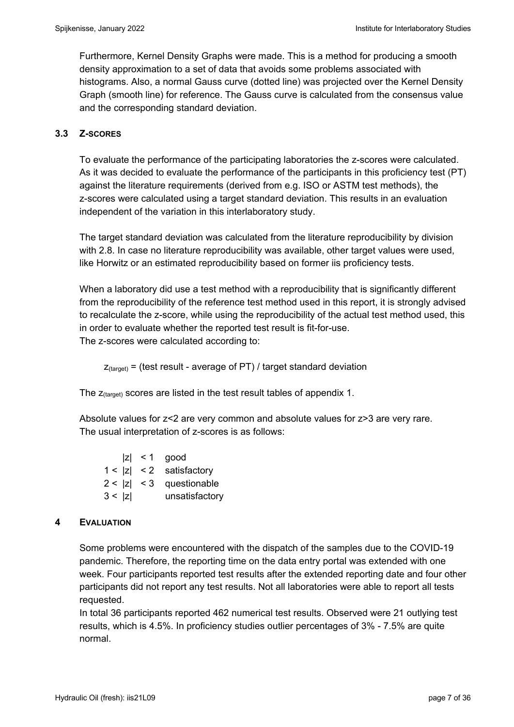Furthermore, Kernel Density Graphs were made. This is a method for producing a smooth density approximation to a set of data that avoids some problems associated with histograms. Also, a normal Gauss curve (dotted line) was projected over the Kernel Density Graph (smooth line) for reference. The Gauss curve is calculated from the consensus value and the corresponding standard deviation.

### 3.3 Z-SCORES

To evaluate the performance of the participating laboratories the z-scores were calculated. As it was decided to evaluate the performance of the participants in this proficiency test (PT) against the literature requirements (derived from e.g. ISO or ASTM test methods), the z-scores were calculated using a target standard deviation. This results in an evaluation independent of the variation in this interlaboratory study.

The target standard deviation was calculated from the literature reproducibility by division with 2.8. In case no literature reproducibility was available, other target values were used, like Horwitz or an estimated reproducibility based on former iis proficiency tests.

When a laboratory did use a test method with a reproducibility that is significantly different from the reproducibility of the reference test method used in this report, it is strongly advised to recalculate the z-score, while using the reproducibility of the actual test method used, this in order to evaluate whether the reported test result is fit-for-use.
The z-scores were calculated according to:

$$z_{(target)} = (\text{test result - average of PT}) / \text{target standard deviation}$$

The $z_{(target)}$ scores are listed in the test result tables of appendix 1.

Absolute values for z<2 are very common and absolute values for z>3 are very rare.
The usual interpretation of z-scores is as follows:

| | |
|---|---|
| $|z| < 1$ | good |
| $1 < |z| < 2$ | satisfactory |
| $2 < |z| < 3$ | questionable |
| $3 < |z|$ | unsatisfactory |

## 4 EVALUATION

Some problems were encountered with the dispatch of the samples due to the COVID-19 pandemic. Therefore, the reporting time on the data entry portal was extended with one week. Four participants reported test results after the extended reporting date and four other participants did not report any test results. Not all laboratories were able to report all tests requested.
In total 36 participants reported 462 numerical test results. Observed were 21 outlying test results, which is 4.5%. In proficiency studies outlier percentages of 3% - 7.5% are quite normal.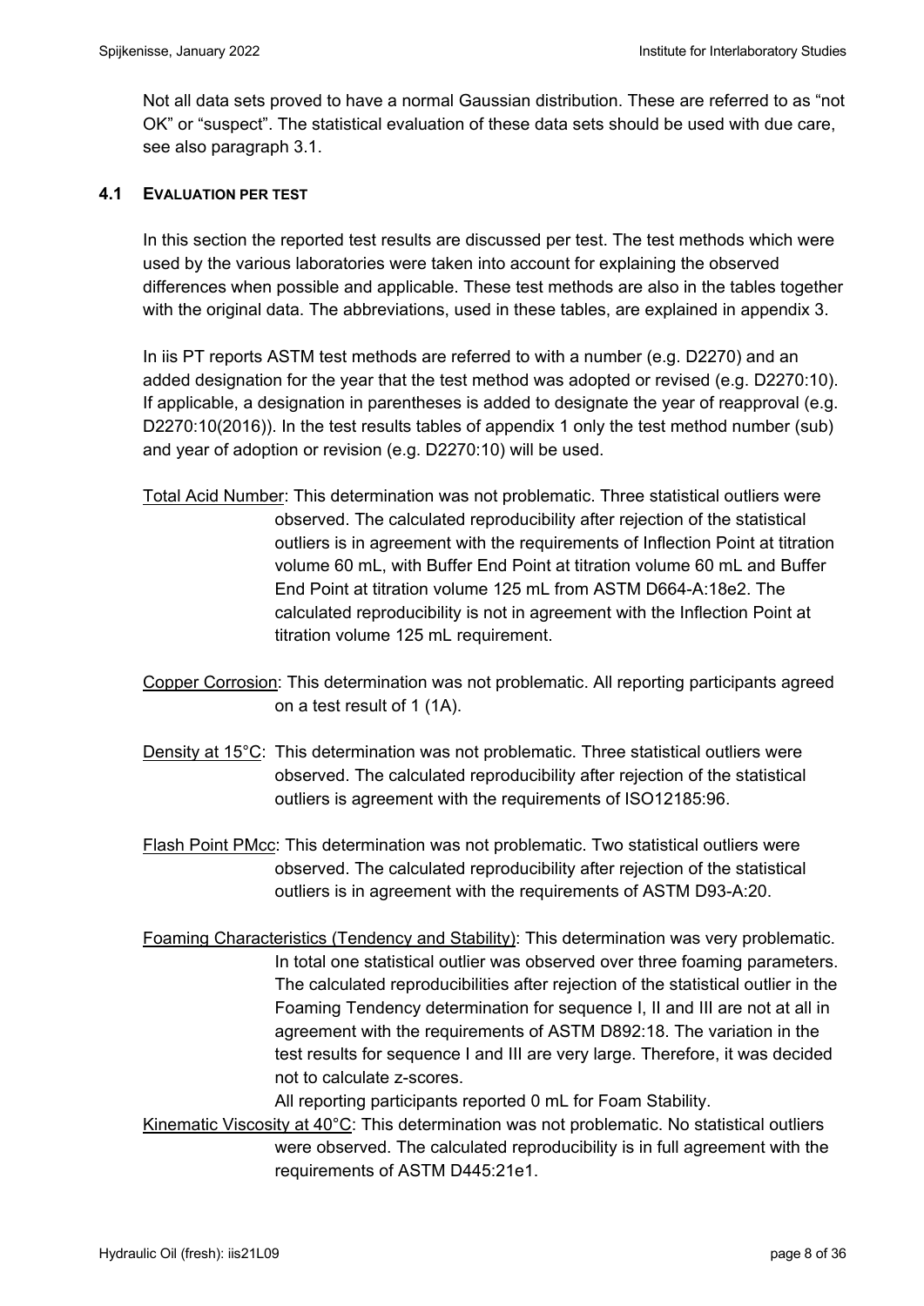Not all data sets proved to have a normal Gaussian distribution. These are referred to as "not OK" or "suspect". The statistical evaluation of these data sets should be used with due care, see also paragraph 3.1.

### 4.1 EVALUATION PER TEST

In this section the reported test results are discussed per test. The test methods which were used by the various laboratories were taken into account for explaining the observed differences when possible and applicable. These test methods are also in the tables together with the original data. The abbreviations, used in these tables, are explained in appendix 3.

In iis PT reports ASTM test methods are referred to with a number (e.g. D2270) and an added designation for the year that the test method was adopted or revised (e.g. D2270:10). If applicable, a designation in parentheses is added to designate the year of reapproval (e.g. D2270:10(2016)). In the test results tables of appendix 1 only the test method number (sub) and year of adoption or revision (e.g. D2270:10) will be used.

Total Acid Number: This determination was not problematic. Three statistical outliers were observed. The calculated reproducibility after rejection of the statistical outliers is in agreement with the requirements of Inflection Point at titration volume 60 mL, with Buffer End Point at titration volume 60 mL and Buffer End Point at titration volume 125 mL from ASTM D664-A:18e2. The calculated reproducibility is not in agreement with the Inflection Point at titration volume 125 mL requirement.

Copper Corrosion: This determination was not problematic. All reporting participants agreed on a test result of 1 (1A).

Density at 15°C: This determination was not problematic. Three statistical outliers were observed. The calculated reproducibility after rejection of the statistical outliers is agreement with the requirements of ISO12185:96.

Flash Point PMcc: This determination was not problematic. Two statistical outliers were observed. The calculated reproducibility after rejection of the statistical outliers is in agreement with the requirements of ASTM D93-A:20.

Foaming Characteristics (Tendency and Stability): This determination was very problematic. In total one statistical outlier was observed over three foaming parameters. The calculated reproducibilities after rejection of the statistical outlier in the Foaming Tendency determination for sequence I, II and III are not at all in agreement with the requirements of ASTM D892:18. The variation in the test results for sequence I and III are very large. Therefore, it was decided not to calculate z-scores.
All reporting participants reported 0 mL for Foam Stability.

Kinematic Viscosity at 40°C: This determination was not problematic. No statistical outliers were observed. The calculated reproducibility is in full agreement with the requirements of ASTM D445:21e1.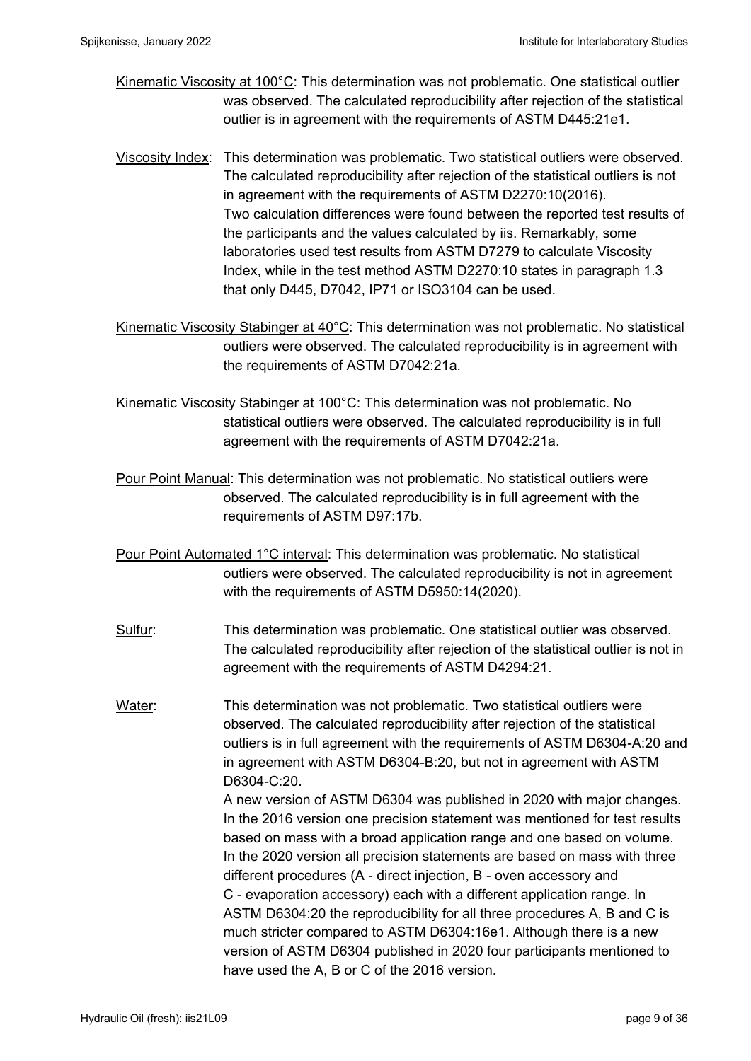Kinematic Viscosity at 100°C: This determination was not problematic. One statistical outlier was observed. The calculated reproducibility after rejection of the statistical outlier is in agreement with the requirements of ASTM D445:21e1.

Viscosity Index: This determination was problematic. Two statistical outliers were observed. The calculated reproducibility after rejection of the statistical outliers is not in agreement with the requirements of ASTM D2270:10(2016). Two calculation differences were found between the reported test results of the participants and the values calculated by iis. Remarkably, some laboratories used test results from ASTM D7279 to calculate Viscosity Index, while in the test method ASTM D2270:10 states in paragraph 1.3 that only D445, D7042, IP71 or ISO3104 can be used.

Kinematic Viscosity Stabinger at 40°C: This determination was not problematic. No statistical outliers were observed. The calculated reproducibility is in agreement with the requirements of ASTM D7042:21a.

Kinematic Viscosity Stabinger at 100°C: This determination was not problematic. No statistical outliers were observed. The calculated reproducibility is in full agreement with the requirements of ASTM D7042:21a.

Pour Point Manual: This determination was not problematic. No statistical outliers were observed. The calculated reproducibility is in full agreement with the requirements of ASTM D97:17b.

Pour Point Automated 1°C interval: This determination was problematic. No statistical outliers were observed. The calculated reproducibility is not in agreement with the requirements of ASTM D5950:14(2020).

Sulfur: This determination was problematic. One statistical outlier was observed. The calculated reproducibility after rejection of the statistical outlier is not in agreement with the requirements of ASTM D4294:21.

Water: This determination was not problematic. Two statistical outliers were observed. The calculated reproducibility after rejection of the statistical outliers is in full agreement with the requirements of ASTM D6304-A:20 and in agreement with ASTM D6304-B:20, but not in agreement with ASTM D6304-C:20.
A new version of ASTM D6304 was published in 2020 with major changes. In the 2016 version one precision statement was mentioned for test results based on mass with a broad application range and one based on volume. In the 2020 version all precision statements are based on mass with three different procedures (A - direct injection, B - oven accessory and C - evaporation accessory) each with a different application range. In ASTM D6304:20 the reproducibility for all three procedures A, B and C is much stricter compared to ASTM D6304:16e1. Although there is a new version of ASTM D6304 published in 2020 four participants mentioned to have used the A, B or C of the 2016 version.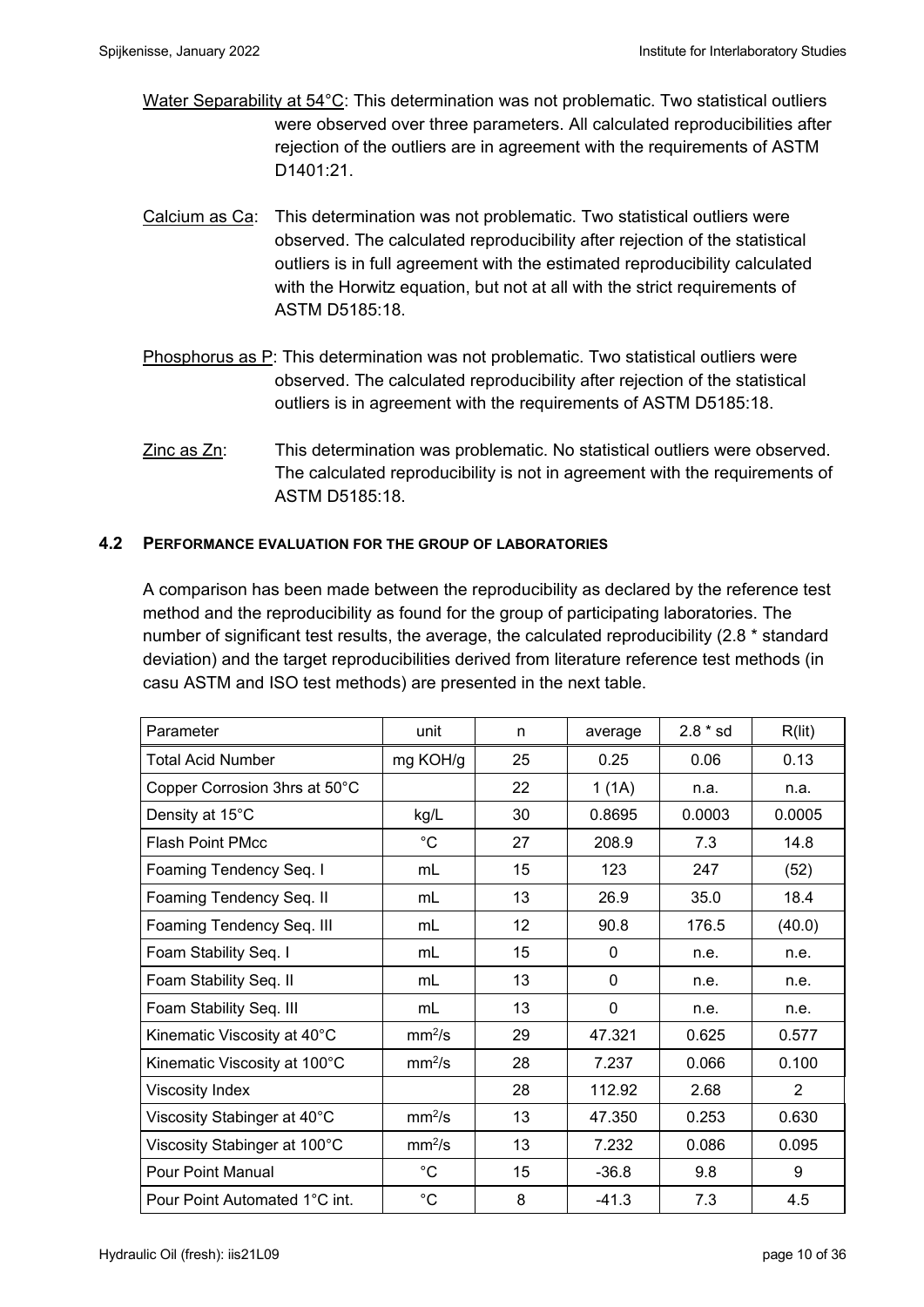Water Separability at 54°C: This determination was not problematic. Two statistical outliers were observed over three parameters. All calculated reproducibilities after rejection of the outliers are in agreement with the requirements of ASTM D1401:21.

Calcium as Ca: This determination was not problematic. Two statistical outliers were observed. The calculated reproducibility after rejection of the statistical outliers is in full agreement with the estimated reproducibility calculated with the Horwitz equation, but not at all with the strict requirements of ASTM D5185:18.

Phosphorus as P: This determination was not problematic. Two statistical outliers were observed. The calculated reproducibility after rejection of the statistical outliers is in agreement with the requirements of ASTM D5185:18.

Zinc as Zn: This determination was problematic. No statistical outliers were observed. The calculated reproducibility is not in agreement with the requirements of ASTM D5185:18.

### 4.2 PERFORMANCE EVALUATION FOR THE GROUP OF LABORATORIES

A comparison has been made between the reproducibility as declared by the reference test method and the reproducibility as found for the group of participating laboratories. The number of significant test results, the average, the calculated reproducibility (2.8 * standard deviation) and the target reproducibilities derived from literature reference test methods (in casu ASTM and ISO test methods) are presented in the next table.

| Parameter | unit | n | average | 2.8 * sd | R(lit) |
|---|---|---|---|---|---|
| Total Acid Number | mg KOH/g | 25 | 0.25 | 0.06 | 0.13 |
| Copper Corrosion 3hrs at 50°C | | 22 | 1 (1A) | n.a. | n.a. |
| Density at 15°C | kg/L | 30 | 0.8695 | 0.0003 | 0.0005 |
| Flash Point PMcc | °C | 27 | 208.9 | 7.3 | 14.8 |
| Foaming Tendency Seq. I | mL | 15 | 123 | 247 | (52) |
| Foaming Tendency Seq. II | mL | 13 | 26.9 | 35.0 | 18.4 |
| Foaming Tendency Seq. III | mL | 12 | 90.8 | 176.5 | (40.0) |
| Foam Stability Seq. I | mL | 15 | 0 | n.e. | n.e. |
| Foam Stability Seq. II | mL | 13 | 0 | n.e. | n.e. |
| Foam Stability Seq. III | mL | 13 | 0 | n.e. | n.e. |
| Kinematic Viscosity at 40°C | $mm^2/s$ | 29 | 47.321 | 0.625 | 0.577 |
| Kinematic Viscosity at 100°C | $mm^2/s$ | 28 | 7.237 | 0.066 | 0.100 |
| Viscosity Index | | 28 | 112.92 | 2.68 | 2 |
| Viscosity Stabinger at 40°C | $mm^2/s$ | 13 | 47.350 | 0.253 | 0.630 |
| Viscosity Stabinger at 100°C | $mm^2/s$ | 13 | 7.232 | 0.086 | 0.095 |
| Pour Point Manual | °C | 15 | -36.8 | 9.8 | 9 |
| Pour Point Automated 1°C int. | °C | 8 | -41.3 | 7.3 | 4.5 |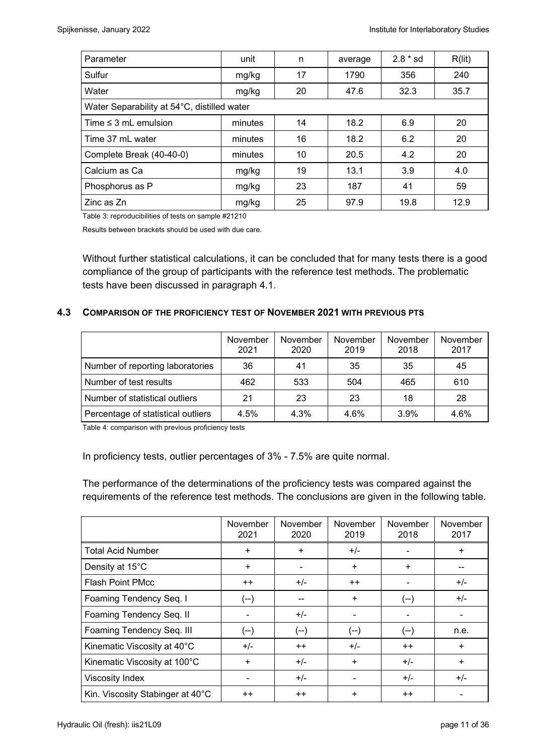| Parameter | unit | n | average | 2.8 * sd | R(lit) |
|---|---|---|---|---|---|
| Sulfur | mg/kg | 17 | 1790 | 356 | 240 |
| Water | mg/kg | 20 | 47.6 | 32.3 | 35.7 |
| Water Separability at 54°C, distilled water | | | | | |
| Time ≤ 3 mL emulsion | minutes | 14 | 18.2 | 6.9 | 20 |
| Time 37 mL water | minutes | 16 | 18.2 | 6.2 | 20 |
| Complete Break (40-40-0) | minutes | 10 | 20.5 | 4.2 | 20 |
| Calcium as Ca | mg/kg | 19 | 13.1 | 3.9 | 4.0 |
| Phosphorus as P | mg/kg | 23 | 187 | 41 | 59 |
| Zinc as Zn | mg/kg | 25 | 97.9 | 19.8 | 12.9 |

Table 3: reproducibilities of tests on sample #21210

Results between brackets should be used with due care.

Without further statistical calculations, it can be concluded that for many tests there is a good compliance of the group of participants with the reference test methods. The problematic tests have been discussed in paragraph 4.1.

### 4.3 COMPARISON OF THE PROFICIENCY TEST OF NOVEMBER 2021 WITH PREVIOUS PTS

| | November 2021 | November 2020 | November 2019 | November 2018 | November 2017 |
|---|---|---|---|---|---|
| Number of reporting laboratories | 36 | 41 | 35 | 35 | 45 |
| Number of test results | 462 | 533 | 504 | 465 | 610 |
| Number of statistical outliers | 21 | 23 | 23 | 18 | 28 |
| Percentage of statistical outliers | 4.5% | 4.3% | 4.6% | 3.9% | 4.6% |

Table 4: comparison with previous proficiency tests

In proficiency tests, outlier percentages of 3% - 7.5% are quite normal.

The performance of the determinations of the proficiency tests was compared against the requirements of the reference test methods. The conclusions are given in the following table.

| | November 2021 | November 2020 | November 2019 | November 2018 | November 2017 |
|---|---|---|---|---|---|
| Total Acid Number | + | + | +/- | - | + |
| Density at 15°C | + | - | + | + | -- |
| Flash Point PMcc | ++ | +/- | ++ | - | +/- |
| Foaming Tendency Seq. I | (--) | -- | + | (--) | +/- |
| Foaming Tendency Seq. II | - | +/- | - | - | - |
| Foaming Tendency Seq. III | (--) | (--) | (--) | (--) | n.e. |
| Kinematic Viscosity at 40°C | +/- | ++ | +/- | ++ | + |
| Kinematic Viscosity at 100°C | + | +/- | + | +/- | + |
| Viscosity Index | - | +/- | - | +/- | +/- |
| Kin. Viscosity Stabinger at 40°C | ++ | ++ | + | ++ | - |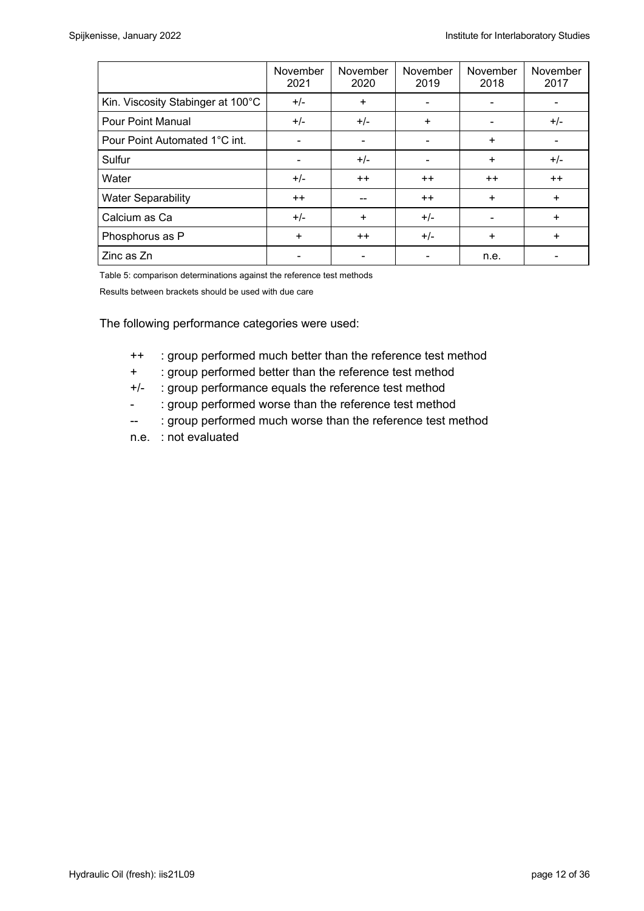|  | November 2021 | November 2020 | November 2019 | November 2018 | November 2017 |
|---|---|---|---|---|---|
| Kin. Viscosity Stabinger at 100°C | +/- | + | - | - | - |
| Pour Point Manual | +/- | +/- | + | - | +/- |
| Pour Point Automated 1°C int. | - | - | - | + | - |
| Sulfur | - | +/- | - | + | +/- |
| Water | +/- | ++ | ++ | ++ | ++ |
| Water Separability | ++ | -- | ++ | + | + |
| Calcium as Ca | +/- | + | +/- | - | + |
| Phosphorus as P | + | ++ | +/- | + | + |
| Zinc as Zn | - | - | - | n.e. | - |

Table 5: comparison determinations against the reference test methods

Results between brackets should be used with due care

The following performance categories were used:

- ++ : group performed much better than the reference test method
- \+ : group performed better than the reference test method
- +/- : group performance equals the reference test method
- \- : group performed worse than the reference test method
- -- : group performed much worse than the reference test method
- n.e. : not evaluated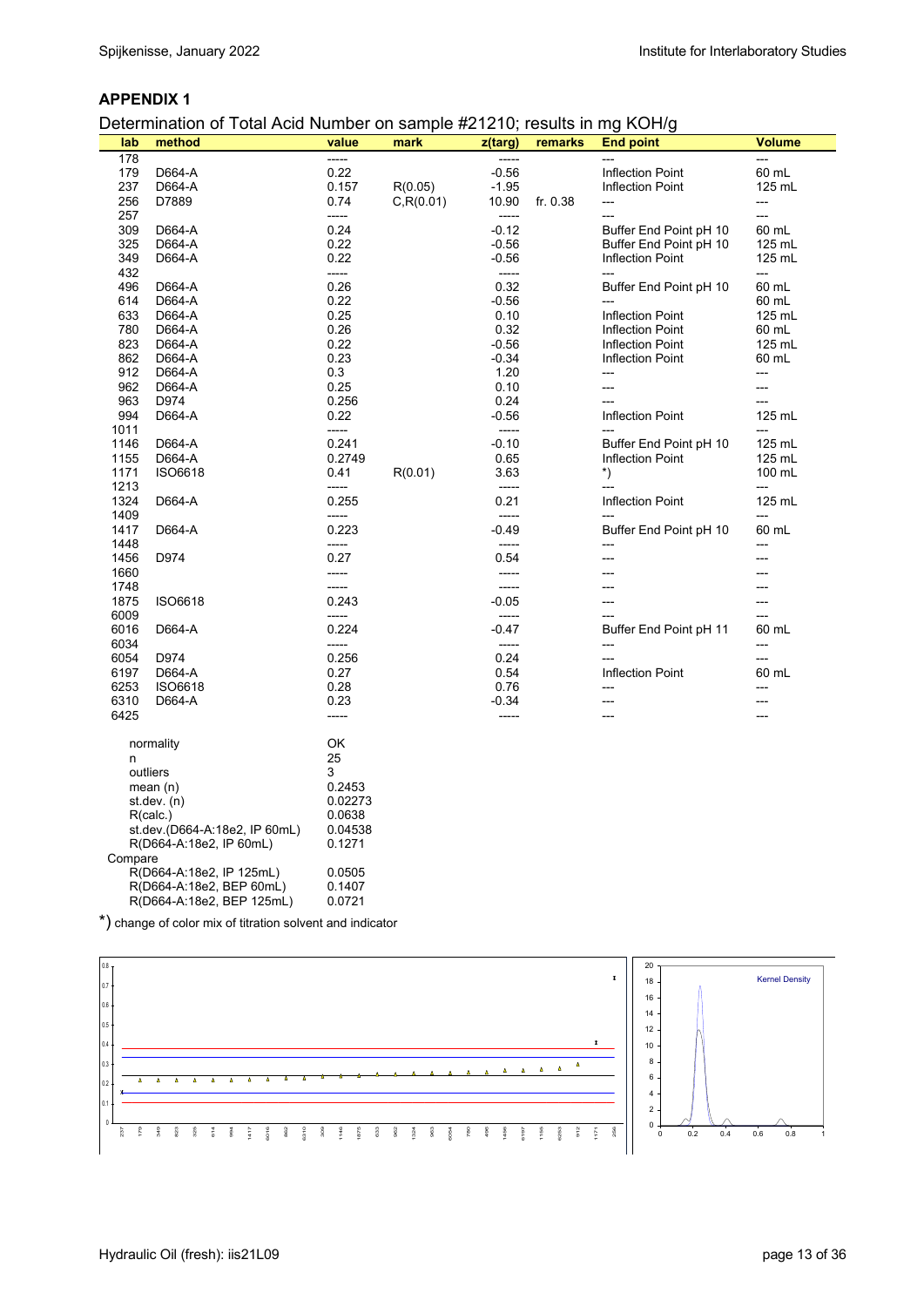## APPENDIX 1

Determination of Total Acid Number on sample #21210; results in mg KOH/g

| lab | method | value | mark | z(targ) | remarks | End point | Volume |
|---|---|---|---|---|---|---|---|
| 178 | | ----- | | ----- | | --- | --- |
| 179 | D664-A | 0.22 | | -0.56 | | Inflection Point | 60 mL |
| 237 | D664-A | 0.157 | R(0.05) | -1.95 | | Inflection Point | 125 mL |
| 256 | D7889 | 0.74 | C,R(0.01) | 10.90 | fr. 0.38 | --- | --- |
| 257 | | ----- | | ----- | | --- | --- |
| 309 | D664-A | 0.24 | | -0.12 | | Buffer End Point pH 10 | 60 mL |
| 325 | D664-A | 0.22 | | -0.56 | | Buffer End Point pH 10 | 125 mL |
| 349 | D664-A | 0.22 | | -0.56 | | Inflection Point | 125 mL |
| 432 | | ----- | | ----- | | --- | --- |
| 496 | D664-A | 0.26 | | 0.32 | | Buffer End Point pH 10 | 60 mL |
| 614 | D664-A | 0.22 | | -0.56 | | --- | 60 mL |
| 633 | D664-A | 0.25 | | 0.10 | | Inflection Point | 125 mL |
| 780 | D664-A | 0.26 | | 0.32 | | Inflection Point | 60 mL |
| 823 | D664-A | 0.22 | | -0.56 | | Inflection Point | 125 mL |
| 862 | D664-A | 0.23 | | -0.34 | | Inflection Point | 60 mL |
| 912 | D664-A | 0.3 | | 1.20 | | --- | --- |
| 962 | D664-A | 0.25 | | 0.10 | | --- | --- |
| 963 | D974 | 0.256 | | 0.24 | | --- | --- |
| 994 | D664-A | 0.22 | | -0.56 | | Inflection Point | 125 mL |
| 1011 | | ----- | | ----- | | --- | --- |
| 1146 | D664-A | 0.241 | | -0.10 | | Buffer End Point pH 10 | 125 mL |
| 1155 | D664-A | 0.2749 | | 0.65 | | Inflection Point | 125 mL |
| 1171 | ISO6618 | 0.41 | R(0.01) | 3.63 | | *) | 100 mL |
| 1213 | | ----- | | ----- | | --- | --- |
| 1324 | D664-A | 0.255 | | 0.21 | | Inflection Point | 125 mL |
| 1409 | | ----- | | ----- | | --- | --- |
| 1417 | D664-A | 0.223 | | -0.49 | | Buffer End Point pH 10 | 60 mL |
| 1448 | | ----- | | ----- | | --- | --- |
| 1456 | D974 | 0.27 | | 0.54 | | --- | --- |
| 1660 | | ----- | | ----- | | --- | --- |
| 1748 | | ----- | | ----- | | --- | --- |
| 1875 | ISO6618 | 0.243 | | -0.05 | | --- | --- |
| 6009 | | ----- | | ----- | | --- | --- |
| 6016 | D664-A | 0.224 | | -0.47 | | Buffer End Point pH 11 | 60 mL |
| 6034 | | ----- | | ----- | | --- | --- |
| 6054 | D974 | 0.256 | | 0.24 | | --- | --- |
| 6197 | D664-A | 0.27 | | 0.54 | | Inflection Point | 60 mL |
| 6253 | ISO6618 | 0.28 | | 0.76 | | --- | --- |
| 6310 | D664-A | 0.23 | | -0.34 | | --- | --- |
| 6425 | | ----- | | ----- | | --- | --- |

| | |
|---|---|
| normality | OK |
| n | 25 |
| outliers | 3 |
| mean (n) | 0.2453 |
| st.dev. (n) | 0.02273 |
| R(calc.) | 0.0638 |
| st.dev.(D664-A:18e2, IP 60mL) | 0.04538 |
| R(D664-A:18e2, IP 60mL) | 0.1271 |
| Compare | |
| R(D664-A:18e2, IP 125mL) | 0.0505 |
| R(D664-A:18e2, BEP 60mL) | 0.1407 |
| R(D664-A:18e2, BEP 125mL) | 0.0721 |

*) change of color mix of titration solvent and indicator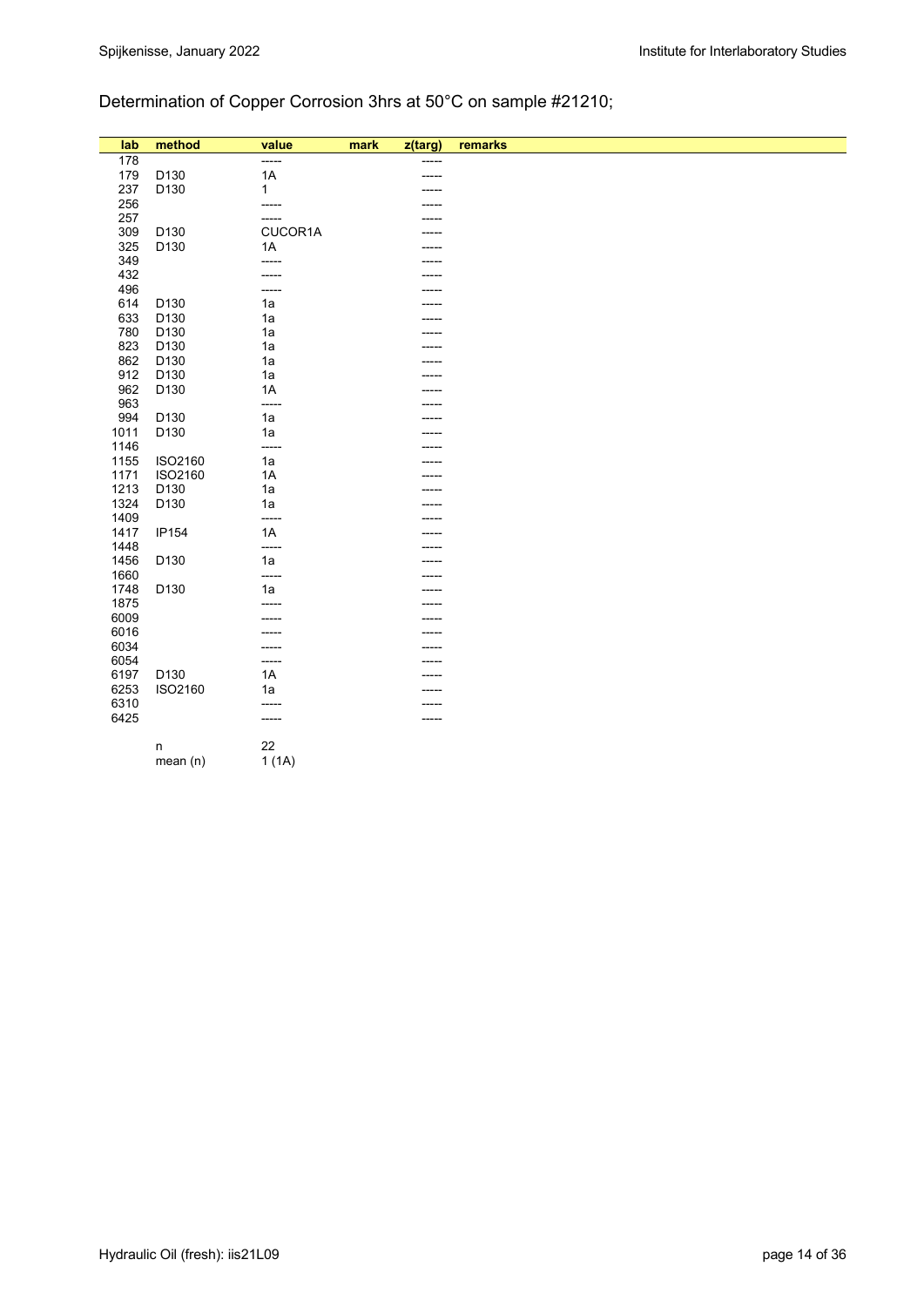Determination of Copper Corrosion 3hrs at 50°C on sample #21210;

| lab | method | value | mark | z(targ) | remarks |
|---|---|---|---|---|---|
| 178 | | ----- | | ----- | |
| 179 | D130 | 1A | | ----- | |
| 237 | D130 | 1 | | ----- | |
| 256 | | ----- | | ----- | |
| 257 | | ----- | | ----- | |
| 309 | D130 | CUCOR1A | | ----- | |
| 325 | D130 | 1A | | ----- | |
| 349 | | ----- | | ----- | |
| 432 | | ----- | | ----- | |
| 496 | | ----- | | ----- | |
| 614 | D130 | 1a | | ----- | |
| 633 | D130 | 1a | | ----- | |
| 780 | D130 | 1a | | ----- | |
| 823 | D130 | 1a | | ----- | |
| 862 | D130 | 1a | | ----- | |
| 912 | D130 | 1a | | ----- | |
| 962 | D130 | 1A | | ----- | |
| 963 | | ----- | | ----- | |
| 994 | D130 | 1a | | ----- | |
| 1011 | D130 | 1a | | ----- | |
| 1146 | | ----- | | ----- | |
| 1155 | ISO2160 | 1a | | ----- | |
| 1171 | ISO2160 | 1A | | ----- | |
| 1213 | D130 | 1a | | ----- | |
| 1324 | D130 | 1a | | ----- | |
| 1409 | | ----- | | ----- | |
| 1417 | IP154 | 1A | | ----- | |
| 1448 | | ----- | | ----- | |
| 1456 | D130 | 1a | | ----- | |
| 1660 | | ----- | | ----- | |
| 1748 | D130 | 1a | | ----- | |
| 1875 | | ----- | | ----- | |
| 6009 | | ----- | | ----- | |
| 6016 | | ----- | | ----- | |
| 6034 | | ----- | | ----- | |
| 6054 | | ----- | | ----- | |
| 6197 | D130 | 1A | | ----- | |
| 6253 | ISO2160 | 1a | | ----- | |
| 6310 | | ----- | | ----- | |
| 6425 | | ----- | | ----- | |
| | n | 22 | | | |
| | mean (n) | 1 (1A) | | | |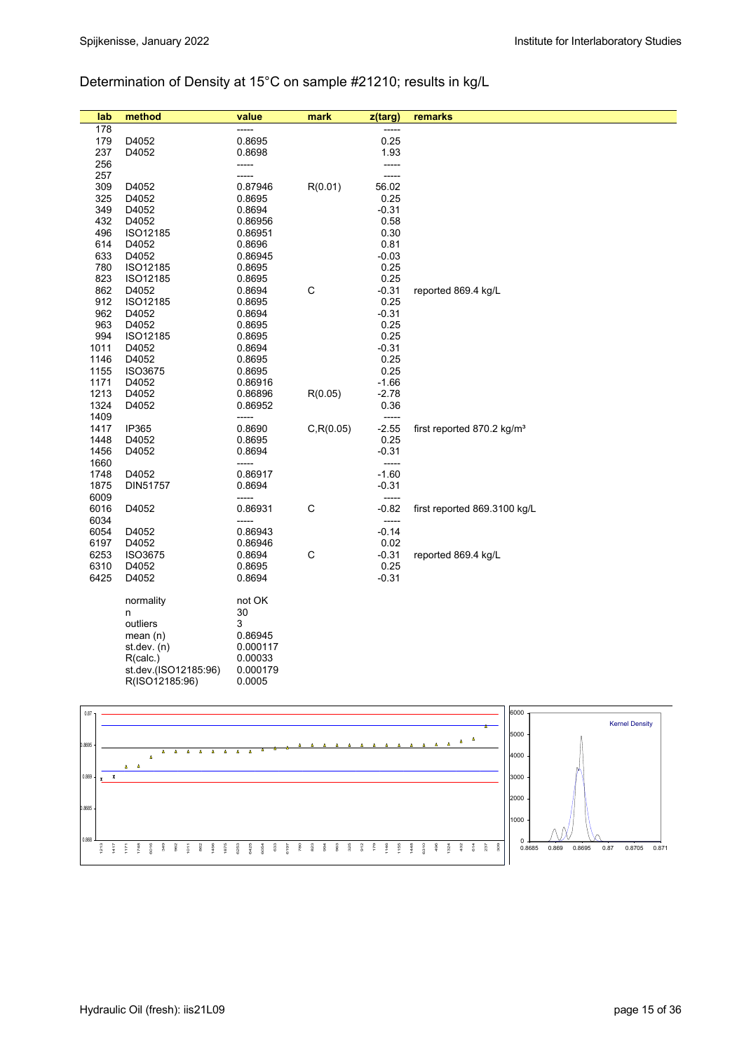## Determination of Density at 15°C on sample #21210; results in kg/L

| lab | method | value | mark | z(targ) | remarks |
|---|---|---|---|---|---|
| 178 | | ----- | | ----- | |
| 179 | D4052 | 0.8695 | | 0.25 | |
| 237 | D4052 | 0.8698 | | 1.93 | |
| 256 | | ----- | | ----- | |
| 257 | | ----- | | ----- | |
| 309 | D4052 | 0.87946 | R(0.01) | 56.02 | |
| 325 | D4052 | 0.8695 | | 0.25 | |
| 349 | D4052 | 0.8694 | | -0.31 | |
| 432 | D4052 | 0.86956 | | 0.58 | |
| 496 | ISO12185 | 0.86951 | | 0.30 | |
| 614 | D4052 | 0.8696 | | 0.81 | |
| 633 | D4052 | 0.86945 | | -0.03 | |
| 780 | ISO12185 | 0.8695 | | 0.25 | |
| 823 | ISO12185 | 0.8695 | | 0.25 | |
| 862 | D4052 | 0.8694 | C | -0.31 | reported 869.4 kg/L |
| 912 | ISO12185 | 0.8695 | | 0.25 | |
| 962 | D4052 | 0.8694 | | -0.31 | |
| 963 | D4052 | 0.8695 | | 0.25 | |
| 994 | ISO12185 | 0.8695 | | 0.25 | |
| 1011 | D4052 | 0.8694 | | -0.31 | |
| 1146 | D4052 | 0.8695 | | 0.25 | |
| 1155 | ISO3675 | 0.8695 | | 0.25 | |
| 1171 | D4052 | 0.86916 | | -1.66 | |
| 1213 | D4052 | 0.86896 | R(0.05) | -2.78 | |
| 1324 | D4052 | 0.86952 | | 0.36 | |
| 1409 | | ----- | | ----- | |
| 1417 | IP365 | 0.8690 | C,R(0.05) | -2.55 | first reported 870.2 kg/m³ |
| 1448 | D4052 | 0.8695 | | 0.25 | |
| 1456 | D4052 | 0.8694 | | -0.31 | |
| 1660 | | ----- | | ----- | |
| 1748 | D4052 | 0.86917 | | -1.60 | |
| 1875 | DIN51757 | 0.8694 | | -0.31 | |
| 6009 | | ----- | | ----- | |
| 6016 | D4052 | 0.86931 | C | -0.82 | first reported 869.3100 kg/L |
| 6034 | | ----- | | ----- | |
| 6054 | D4052 | 0.86943 | | -0.14 | |
| 6197 | D4052 | 0.86946 | | 0.02 | |
| 6253 | ISO3675 | 0.8694 | C | -0.31 | reported 869.4 kg/L |
| 6310 | D4052 | 0.8695 | | 0.25 | |
| 6425 | D4052 | 0.8694 | | -0.31 | |

| | |
|---|---|
| normality | not OK |
| n | 30 |
| outliers | 3 |
| mean (n) | 0.86945 |
| st.dev. (n) | 0.000117 |
| R(calc.) | 0.00033 |
| st.dev.(ISO12185:96) | 0.000179 |
| R(ISO12185:96) | 0.0005 |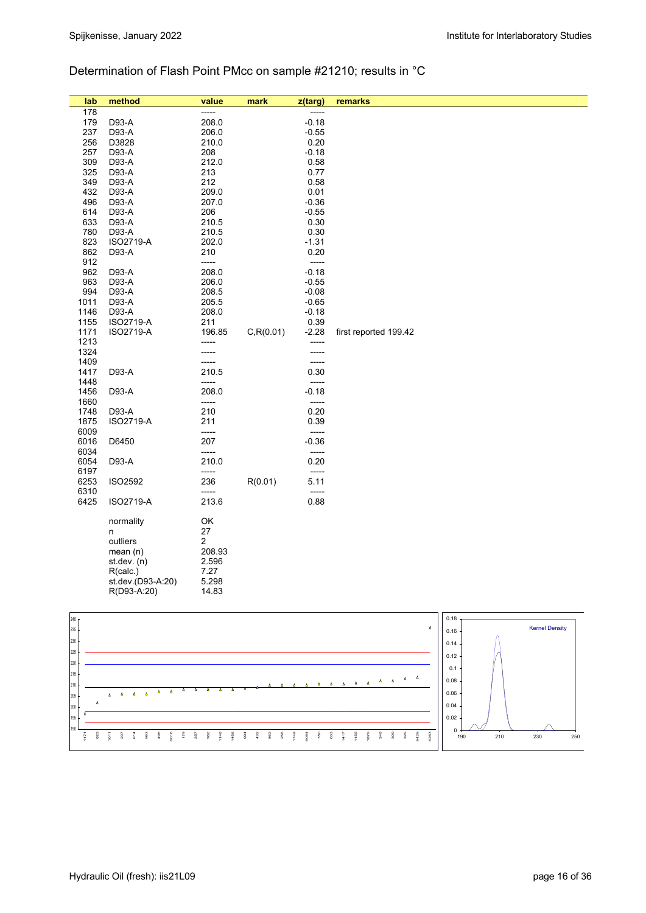## Determination of Flash Point PMcc on sample #21210; results in °C

| lab | method | value | mark | z(targ) | remarks |
|---|---|---|---|---|---|
| 178 | | ----- | | ----- | |
| 179 | D93-A | 208.0 | | -0.18 | |
| 237 | D93-A | 206.0 | | -0.55 | |
| 256 | D3828 | 210.0 | | 0.20 | |
| 257 | D93-A | 208 | | -0.18 | |
| 309 | D93-A | 212.0 | | 0.58 | |
| 325 | D93-A | 213 | | 0.77 | |
| 349 | D93-A | 212 | | 0.58 | |
| 432 | D93-A | 209.0 | | 0.01 | |
| 496 | D93-A | 207.0 | | -0.36 | |
| 614 | D93-A | 206 | | -0.55 | |
| 633 | D93-A | 210.5 | | 0.30 | |
| 780 | D93-A | 210.5 | | 0.30 | |
| 823 | ISO2719-A | 202.0 | | -1.31 | |
| 862 | D93-A | 210 | | 0.20 | |
| 912 | | ----- | | ----- | |
| 962 | D93-A | 208.0 | | -0.18 | |
| 963 | D93-A | 206.0 | | -0.55 | |
| 994 | D93-A | 208.5 | | -0.08 | |
| 1011 | D93-A | 205.5 | | -0.65 | |
| 1146 | D93-A | 208.0 | | -0.18 | |
| 1155 | ISO2719-A | 211 | | 0.39 | |
| 1171 | ISO2719-A | 196.85 | C,R(0.01) | -2.28 | first reported 199.42 |
| 1213 | | ----- | | ----- | |
| 1324 | | ----- | | ----- | |
| 1409 | | ----- | | ----- | |
| 1417 | D93-A | 210.5 | | 0.30 | |
| 1448 | | ----- | | ----- | |
| 1456 | D93-A | 208.0 | | -0.18 | |
| 1660 | | ----- | | ----- | |
| 1748 | D93-A | 210 | | 0.20 | |
| 1875 | ISO2719-A | 211 | | 0.39 | |
| 6009 | | ----- | | ----- | |
| 6016 | D6450 | 207 | | -0.36 | |
| 6034 | | ----- | | ----- | |
| 6054 | D93-A | 210.0 | | 0.20 | |
| 6197 | | ----- | | ----- | |
| 6253 | ISO2592 | 236 | R(0.01) | 5.11 | |
| 6310 | | ----- | | ----- | |
| 6425 | ISO2719-A | 213.6 | | 0.88 | |

| | |
|---|---|
| normality | OK |
| n | 27 |
| outliers | 2 |
| mean (n) | 208.93 |
| st.dev. (n) | 2.596 |
| R(calc.) | 7.27 |
| st.dev.(D93-A:20) | 5.298 |
| R(D93-A:20) | 14.83 |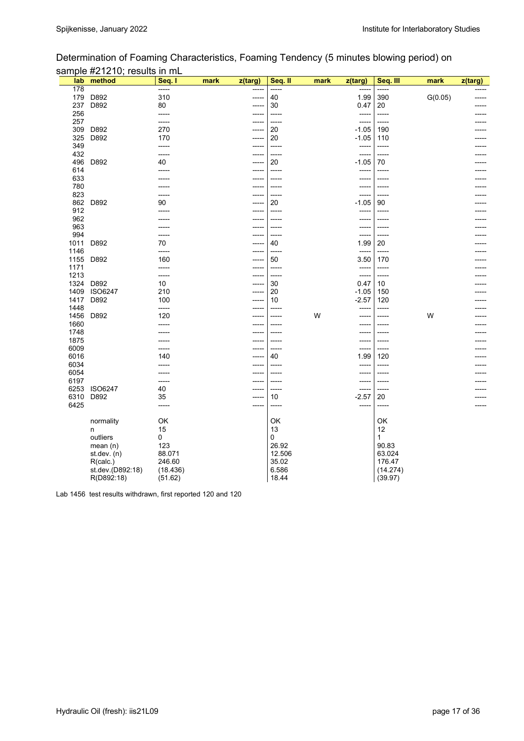Determination of Foaming Characteristics, Foaming Tendency (5 minutes blowing period) on sample #21210; results in mL

| lab | method | Seq. I | mark | z(targ) | Seq. II | mark | z(targ) | Seq. III | mark | z(targ) |
|---|---|---|---|---|---|---|---|---|---|---|
| 178 | | ----- | | ----- | ----- | | ----- | ----- | | ----- |
| 179 | D892 | 310 | | ----- | 40 | | 1.99 | 390 | G(0.05) | ----- |
| 237 | D892 | 80 | | ----- | 30 | | 0.47 | 20 | | ----- |
| 256 | | ----- | | ----- | ----- | | ----- | ----- | | ----- |
| 257 | | ----- | | ----- | ----- | | ----- | ----- | | ----- |
| 309 | D892 | 270 | | ----- | 20 | | -1.05 | 190 | | ----- |
| 325 | D892 | 170 | | ----- | 20 | | -1.05 | 110 | | ----- |
| 349 | | ----- | | ----- | ----- | | ----- | ----- | | ----- |
| 432 | | ----- | | ----- | ----- | | ----- | ----- | | ----- |
| 496 | D892 | 40 | | ----- | 20 | | -1.05 | 70 | | ----- |
| 614 | | ----- | | ----- | ----- | | ----- | ----- | | ----- |
| 633 | | ----- | | ----- | ----- | | ----- | ----- | | ----- |
| 780 | | ----- | | ----- | ----- | | ----- | ----- | | ----- |
| 823 | | ----- | | ----- | ----- | | ----- | ----- | | ----- |
| 862 | D892 | 90 | | ----- | 20 | | -1.05 | 90 | | ----- |
| 912 | | ----- | | ----- | ----- | | ----- | ----- | | ----- |
| 962 | | ----- | | ----- | ----- | | ----- | ----- | | ----- |
| 963 | | ----- | | ----- | ----- | | ----- | ----- | | ----- |
| 994 | | ----- | | ----- | ----- | | ----- | ----- | | ----- |
| 1011 | D892 | 70 | | ----- | 40 | | 1.99 | 20 | | ----- |
| 1146 | | ----- | | ----- | ----- | | ----- | ----- | | ----- |
| 1155 | D892 | 160 | | ----- | 50 | | 3.50 | 170 | | ----- |
| 1171 | | ----- | | ----- | ----- | | ----- | ----- | | ----- |
| 1213 | | ----- | | ----- | ----- | | ----- | ----- | | ----- |
| 1324 | D892 | 10 | | ----- | 30 | | 0.47 | 10 | | ----- |
| 1409 | ISO6247 | 210 | | ----- | 20 | | -1.05 | 150 | | ----- |
| 1417 | D892 | 100 | | ----- | 10 | | -2.57 | 120 | | ----- |
| 1448 | | ----- | | ----- | ----- | | ----- | ----- | | ----- |
| 1456 | D892 | 120 | | ----- | ----- | W | ----- | ----- | W | ----- |
| 1660 | | ----- | | ----- | ----- | | ----- | ----- | | ----- |
| 1748 | | ----- | | ----- | ----- | | ----- | ----- | | ----- |
| 1875 | | ----- | | ----- | ----- | | ----- | ----- | | ----- |
| 6009 | | ----- | | ----- | ----- | | ----- | ----- | | ----- |
| 6016 | | 140 | | ----- | 40 | | 1.99 | 120 | | ----- |
| 6034 | | ----- | | ----- | ----- | | ----- | ----- | | ----- |
| 6054 | | ----- | | ----- | ----- | | ----- | ----- | | ----- |
| 6197 | | ----- | | ----- | ----- | | ----- | ----- | | ----- |
| 6253 | ISO6247 | 40 | | ----- | ----- | | ----- | ----- | | ----- |
| 6310 | D892 | 35 | | ----- | 10 | | -2.57 | 20 | | ----- |
| 6425 | | ----- | | ----- | ----- | | ----- | ----- | | ----- |
| | normality | OK | | | OK | | | OK | | |
| | n | 15 | | | 13 | | | 12 | | |
| | outliers | 0 | | | 0 | | | 1 | | |
| | mean (n) | 123 | | | 26.92 | | | 90.83 | | |
| | st.dev. (n) | 88.071 | | | 12.506 | | | 63.024 | | |
| | R(calc.) | 246.60 | | | 35.02 | | | 176.47 | | |
| | st.dev.(D892:18) | (18.436) | | | 6.586 | | | (14.274) | | |
| | R(D892:18) | (51.62) | | | 18.44 | | | (39.97) | | |

Lab 1456 test results withdrawn, first reported 120 and 120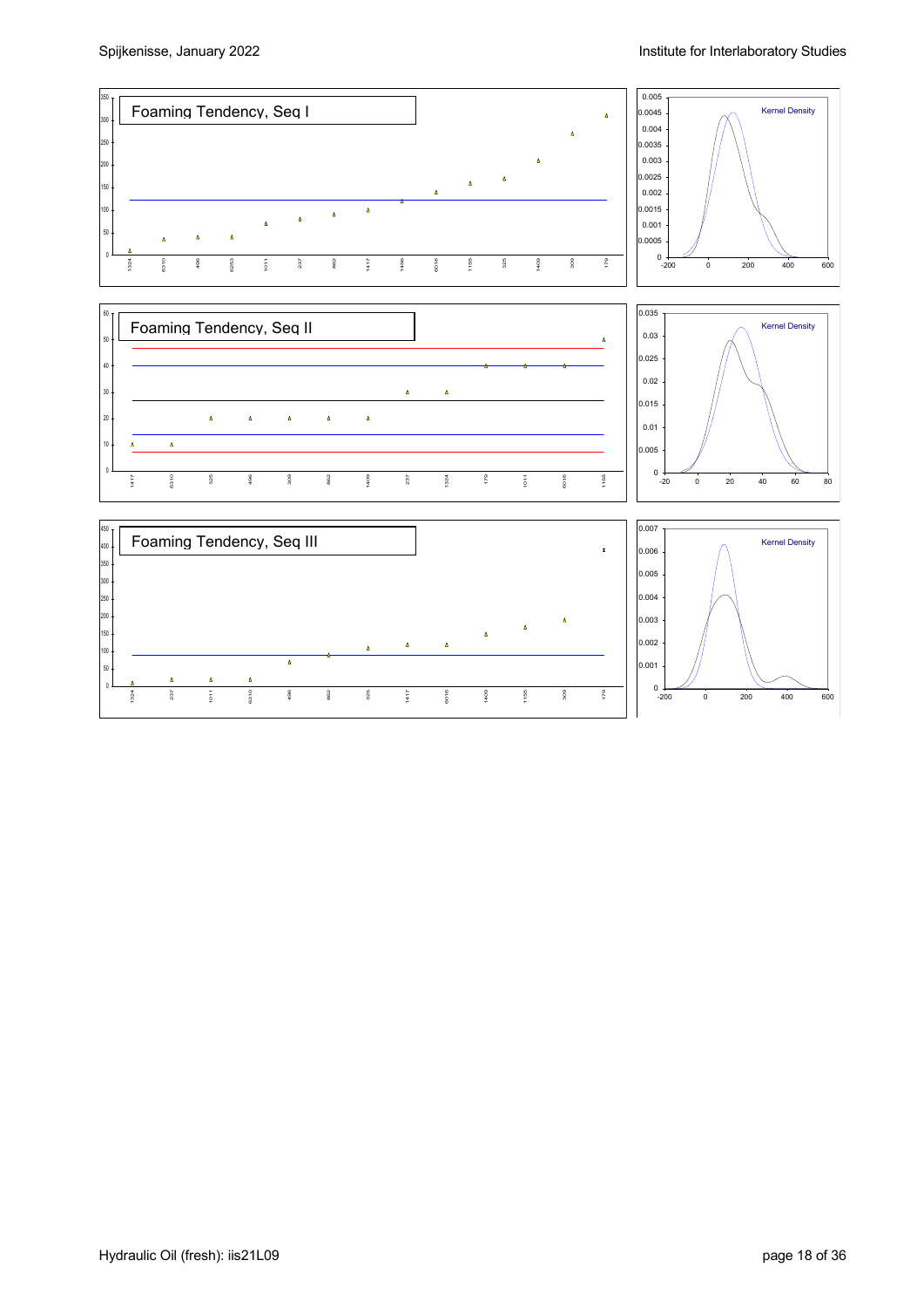Foaming Tendency, Seq I

Foaming Tendency, Seq II

Foaming Tendency, Seq III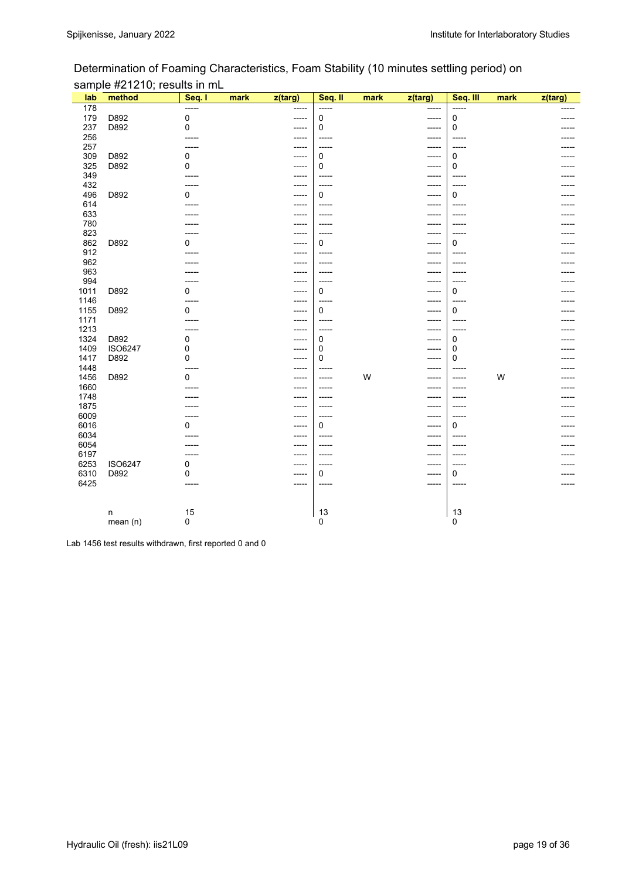Determination of Foaming Characteristics, Foam Stability (10 minutes settling period) on sample #21210; results in mL

| lab | method | Seq. I | mark | z(targ) | Seq. II | mark | z(targ) | Seq. III | mark | z(targ) |
|---|---|---|---|---|---|---|---|---|---|---|
| 178 | | ----- | | ----- | ----- | | ----- | ----- | | ----- |
| 179 | D892 | 0 | | ----- | 0 | | ----- | 0 | | ----- |
| 237 | D892 | 0 | | ----- | 0 | | ----- | 0 | | ----- |
| 256 | | ----- | | ----- | ----- | | ----- | ----- | | ----- |
| 257 | | ----- | | ----- | ----- | | ----- | ----- | | ----- |
| 309 | D892 | 0 | | ----- | 0 | | ----- | 0 | | ----- |
| 325 | D892 | 0 | | ----- | 0 | | ----- | 0 | | ----- |
| 349 | | ----- | | ----- | ----- | | ----- | ----- | | ----- |
| 432 | | ----- | | ----- | ----- | | ----- | ----- | | ----- |
| 496 | D892 | 0 | | ----- | 0 | | ----- | 0 | | ----- |
| 614 | | ----- | | ----- | ----- | | ----- | ----- | | ----- |
| 633 | | ----- | | ----- | ----- | | ----- | ----- | | ----- |
| 780 | | ----- | | ----- | ----- | | ----- | ----- | | ----- |
| 823 | | ----- | | ----- | ----- | | ----- | ----- | | ----- |
| 862 | D892 | 0 | | ----- | 0 | | ----- | 0 | | ----- |
| 912 | | ----- | | ----- | ----- | | ----- | ----- | | ----- |
| 962 | | ----- | | ----- | ----- | | ----- | ----- | | ----- |
| 963 | | ----- | | ----- | ----- | | ----- | ----- | | ----- |
| 994 | | ----- | | ----- | ----- | | ----- | ----- | | ----- |
| 1011 | D892 | 0 | | ----- | 0 | | ----- | 0 | | ----- |
| 1146 | | ----- | | ----- | ----- | | ----- | ----- | | ----- |
| 1155 | D892 | 0 | | ----- | 0 | | ----- | 0 | | ----- |
| 1171 | | ----- | | ----- | ----- | | ----- | ----- | | ----- |
| 1213 | | ----- | | ----- | ----- | | ----- | ----- | | ----- |
| 1324 | D892 | 0 | | ----- | 0 | | ----- | 0 | | ----- |
| 1409 | ISO6247 | 0 | | ----- | 0 | | ----- | 0 | | ----- |
| 1417 | D892 | 0 | | ----- | 0 | | ----- | 0 | | ----- |
| 1448 | | ----- | | ----- | ----- | | ----- | ----- | | ----- |
| 1456 | D892 | 0 | | ----- | ----- | W | ----- | ----- | W | ----- |
| 1660 | | ----- | | ----- | ----- | | ----- | ----- | | ----- |
| 1748 | | ----- | | ----- | ----- | | ----- | ----- | | ----- |
| 1875 | | ----- | | ----- | ----- | | ----- | ----- | | ----- |
| 6009 | | ----- | | ----- | ----- | | ----- | ----- | | ----- |
| 6016 | | 0 | | ----- | 0 | | ----- | 0 | | ----- |
| 6034 | | ----- | | ----- | ----- | | ----- | ----- | | ----- |
| 6054 | | ----- | | ----- | ----- | | ----- | ----- | | ----- |
| 6197 | | ----- | | ----- | ----- | | ----- | ----- | | ----- |
| 6253 | ISO6247 | 0 | | ----- | ----- | | ----- | ----- | | ----- |
| 6310 | D892 | 0 | | ----- | 0 | | ----- | 0 | | ----- |
| 6425 | | ----- | | ----- | ----- | | ----- | ----- | | ----- |
| | n | 15 | | | 13 | | | 13 | | |
| | mean (n) | 0 | | | 0 | | | 0 | | |

Lab 1456 test results withdrawn, first reported 0 and 0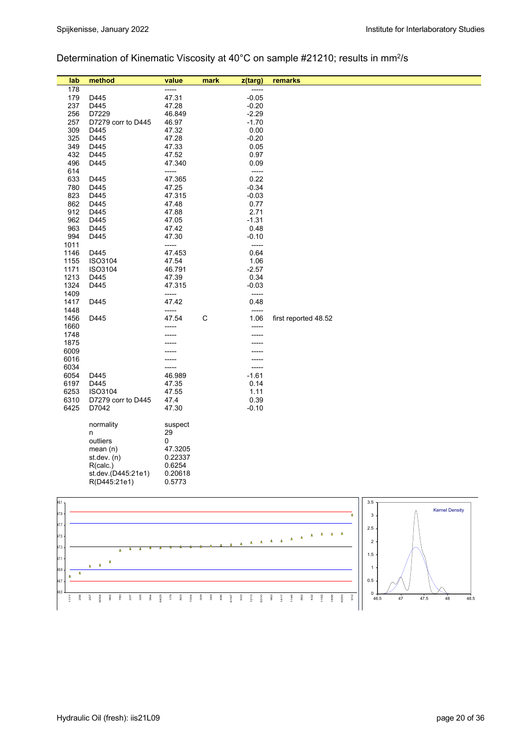Determination of Kinematic Viscosity at 40°C on sample #21210; results in $mm^2/s$

| lab | method | value | mark | z(targ) | remarks |
|---|---|---|---|---|---|
| 178 | | ----- | | ----- | |
| 179 | D445 | 47.31 | | -0.05 | |
| 237 | D445 | 47.28 | | -0.20 | |
| 256 | D7229 | 46.849 | | -2.29 | |
| 257 | D7279 corr to D445 | 46.97 | | -1.70 | |
| 309 | D445 | 47.32 | | 0.00 | |
| 325 | D445 | 47.28 | | -0.20 | |
| 349 | D445 | 47.33 | | 0.05 | |
| 432 | D445 | 47.52 | | 0.97 | |
| 496 | D445 | 47.340 | | 0.09 | |
| 614 | | ----- | | ----- | |
| 633 | D445 | 47.365 | | 0.22 | |
| 780 | D445 | 47.25 | | -0.34 | |
| 823 | D445 | 47.315 | | -0.03 | |
| 862 | D445 | 47.48 | | 0.77 | |
| 912 | D445 | 47.88 | | 2.71 | |
| 962 | D445 | 47.05 | | -1.31 | |
| 963 | D445 | 47.42 | | 0.48 | |
| 994 | D445 | 47.30 | | -0.10 | |
| 1011 | | ----- | | ----- | |
| 1146 | D445 | 47.453 | | 0.64 | |
| 1155 | ISO3104 | 47.54 | | 1.06 | |
| 1171 | ISO3104 | 46.791 | | -2.57 | |
| 1213 | D445 | 47.39 | | 0.34 | |
| 1324 | D445 | 47.315 | | -0.03 | |
| 1409 | | ----- | | ----- | |
| 1417 | D445 | 47.42 | | 0.48 | |
| 1448 | | ----- | | ----- | |
| 1456 | D445 | 47.54 | C | 1.06 | first reported 48.52 |
| 1660 | | ----- | | ----- | |
| 1748 | | ----- | | ----- | |
| 1875 | | ----- | | ----- | |
| 6009 | | ----- | | ----- | |
| 6016 | | ----- | | ----- | |
| 6034 | | ----- | | ----- | |
| 6054 | D445 | 46.989 | | -1.61 | |
| 6197 | D445 | 47.35 | | 0.14 | |
| 6253 | ISO3104 | 47.55 | | 1.11 | |
| 6310 | D7279 corr to D445 | 47.4 | | 0.39 | |
| 6425 | D7042 | 47.30 | | -0.10 | |

| | |
|---|---|
| normality | suspect |
| n | 29 |
| outliers | 0 |
| mean (n) | 47.3205 |
| st.dev. (n) | 0.22337 |
| R(calc.) | 0.6254 |
| st.dev.(D445:21e1) | 0.20618 |
| R(D445:21e1) | 0.5773 |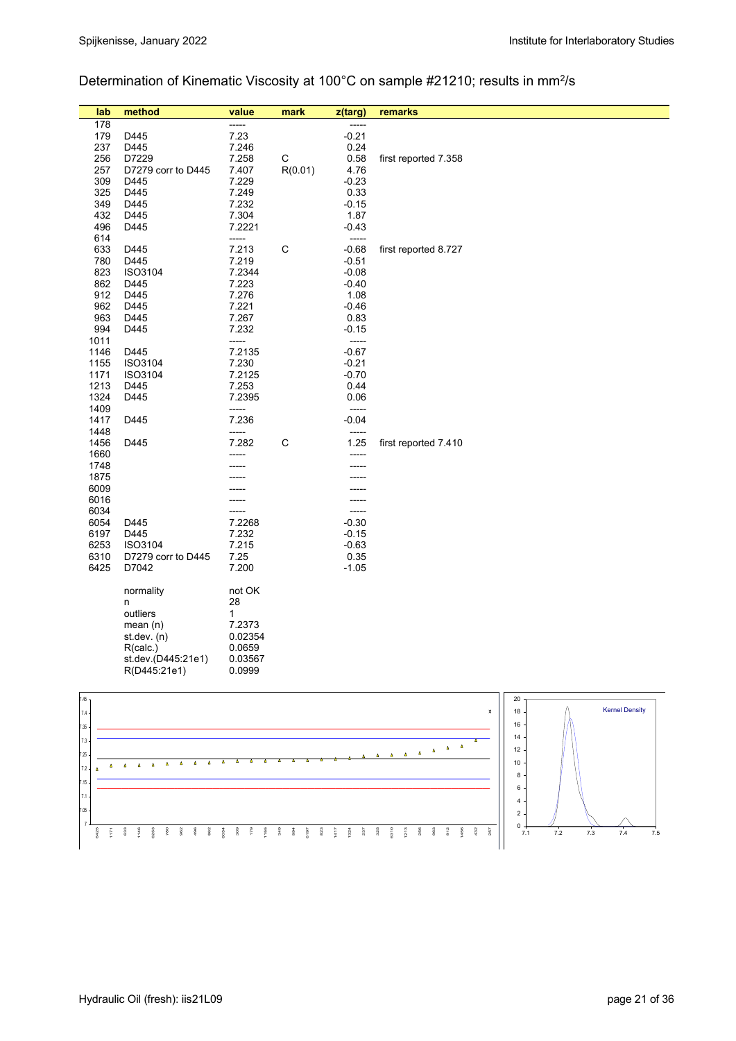Determination of Kinematic Viscosity at 100°C on sample #21210; results in $mm^2/s$

| lab | method | value | mark | z(targ) | remarks |
|---|---|---|---|---|---|
| 178 | | ----- | | ----- | |
| 179 | D445 | 7.23 | | -0.21 | |
| 237 | D445 | 7.246 | | 0.24 | |
| 256 | D7229 | 7.258 | C | 0.58 | first reported 7.358 |
| 257 | D7279 corr to D445 | 7.407 | R(0.01) | 4.76 | |
| 309 | D445 | 7.229 | | -0.23 | |
| 325 | D445 | 7.249 | | 0.33 | |
| 349 | D445 | 7.232 | | -0.15 | |
| 432 | D445 | 7.304 | | 1.87 | |
| 496 | D445 | 7.2221 | | -0.43 | |
| 614 | | ----- | | ----- | |
| 633 | D445 | 7.213 | C | -0.68 | first reported 8.727 |
| 780 | D445 | 7.219 | | -0.51 | |
| 823 | ISO3104 | 7.2344 | | -0.08 | |
| 862 | D445 | 7.223 | | -0.40 | |
| 912 | D445 | 7.276 | | 1.08 | |
| 962 | D445 | 7.221 | | -0.46 | |
| 963 | D445 | 7.267 | | 0.83 | |
| 994 | D445 | 7.232 | | -0.15 | |
| 1011 | | ----- | | ----- | |
| 1146 | D445 | 7.2135 | | -0.67 | |
| 1155 | ISO3104 | 7.230 | | -0.21 | |
| 1171 | ISO3104 | 7.2125 | | -0.70 | |
| 1213 | D445 | 7.253 | | 0.44 | |
| 1324 | D445 | 7.2395 | | 0.06 | |
| 1409 | | ----- | | ----- | |
| 1417 | D445 | 7.236 | | -0.04 | |
| 1448 | | ----- | | ----- | |
| 1456 | D445 | 7.282 | C | 1.25 | first reported 7.410 |
| 1660 | | ----- | | ----- | |
| 1748 | | ----- | | ----- | |
| 1875 | | ----- | | ----- | |
| 6009 | | ----- | | ----- | |
| 6016 | | ----- | | ----- | |
| 6034 | | ----- | | ----- | |
| 6054 | D445 | 7.2268 | | -0.30 | |
| 6197 | D445 | 7.232 | | -0.15 | |
| 6253 | ISO3104 | 7.215 | | -0.63 | |
| 6310 | D7279 corr to D445 | 7.25 | | 0.35 | |
| 6425 | D7042 | 7.200 | | -1.05 | |
| | normality | not OK | | | |
| | n | 28 | | | |
| | outliers | 1 | | | |
| | mean (n) | 7.2373 | | | |
| | st.dev. (n) | 0.02354 | | | |
| | R(calc.) | 0.0659 | | | |
| | st.dev.(D445:21e1) | 0.03567 | | | |
| | R(D445:21e1) | 0.0999 | | | |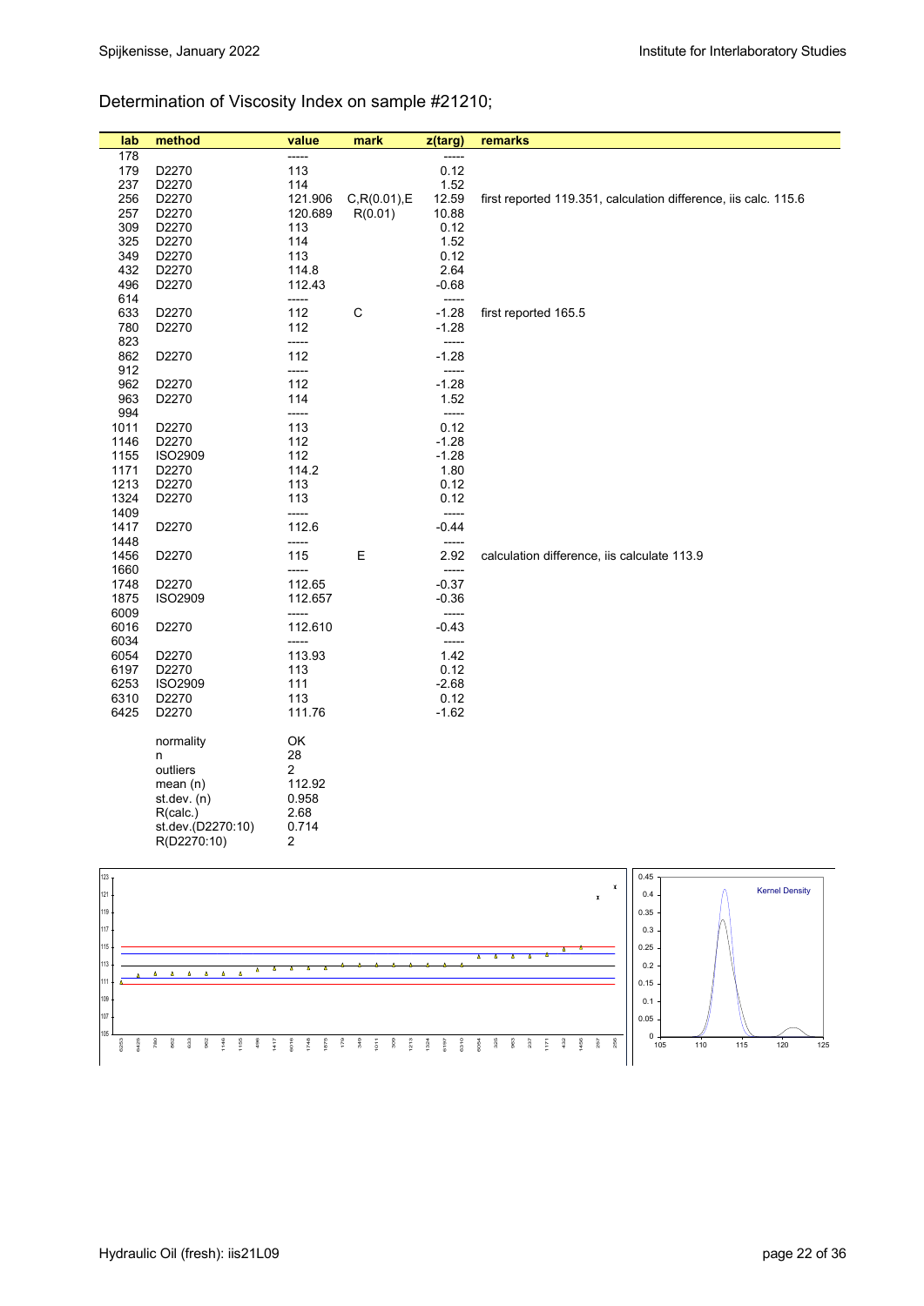## Determination of Viscosity Index on sample #21210;

| lab | method | value | mark | z(targ) | remarks |
|---|---|---|---|---|---|
| 178 | | ----- | | ----- | |
| 179 | D2270 | 113 | | 0.12 | |
| 237 | D2270 | 114 | | 1.52 | |
| 256 | D2270 | 121.906 | C,R(0.01),E | 12.59 | first reported 119.351, calculation difference, iis calc. 115.6 |
| 257 | D2270 | 120.689 | R(0.01) | 10.88 | |
| 309 | D2270 | 113 | | 0.12 | |
| 325 | D2270 | 114 | | 1.52 | |
| 349 | D2270 | 113 | | 0.12 | |
| 432 | D2270 | 114.8 | | 2.64 | |
| 496 | D2270 | 112.43 | | -0.68 | |
| 614 | | ----- | | ----- | |
| 633 | D2270 | 112 | C | -1.28 | first reported 165.5 |
| 780 | D2270 | 112 | | -1.28 | |
| 823 | | ----- | | ----- | |
| 862 | D2270 | 112 | | -1.28 | |
| 912 | | ----- | | ----- | |
| 962 | D2270 | 112 | | -1.28 | |
| 963 | D2270 | 114 | | 1.52 | |
| 994 | | ----- | | ----- | |
| 1011 | D2270 | 113 | | 0.12 | |
| 1146 | D2270 | 112 | | -1.28 | |
| 1155 | ISO2909 | 112 | | -1.28 | |
| 1171 | D2270 | 114.2 | | 1.80 | |
| 1213 | D2270 | 113 | | 0.12 | |
| 1324 | D2270 | 113 | | 0.12 | |
| 1409 | | ----- | | ----- | |
| 1417 | D2270 | 112.6 | | -0.44 | |
| 1448 | | ----- | | ----- | |
| 1456 | D2270 | 115 | E | 2.92 | calculation difference, iis calculate 113.9 |
| 1660 | | ----- | | ----- | |
| 1748 | D2270 | 112.65 | | -0.37 | |
| 1875 | ISO2909 | 112.657 | | -0.36 | |
| 6009 | | ----- | | ----- | |
| 6016 | D2270 | 112.610 | | -0.43 | |
| 6034 | | ----- | | ----- | |
| 6054 | D2270 | 113.93 | | 1.42 | |
| 6197 | D2270 | 113 | | 0.12 | |
| 6253 | ISO2909 | 111 | | -2.68 | |
| 6310 | D2270 | 113 | | 0.12 | |
| 6425 | D2270 | 111.76 | | -1.62 | |

| | |
|---|---|
| normality | OK |
| n | 28 |
| outliers | 2 |
| mean (n) | 112.92 |
| st.dev. (n) | 0.958 |
| R(calc.) | 2.68 |
| st.dev.(D2270:10) | 0.714 |
| R(D2270:10) | 2 |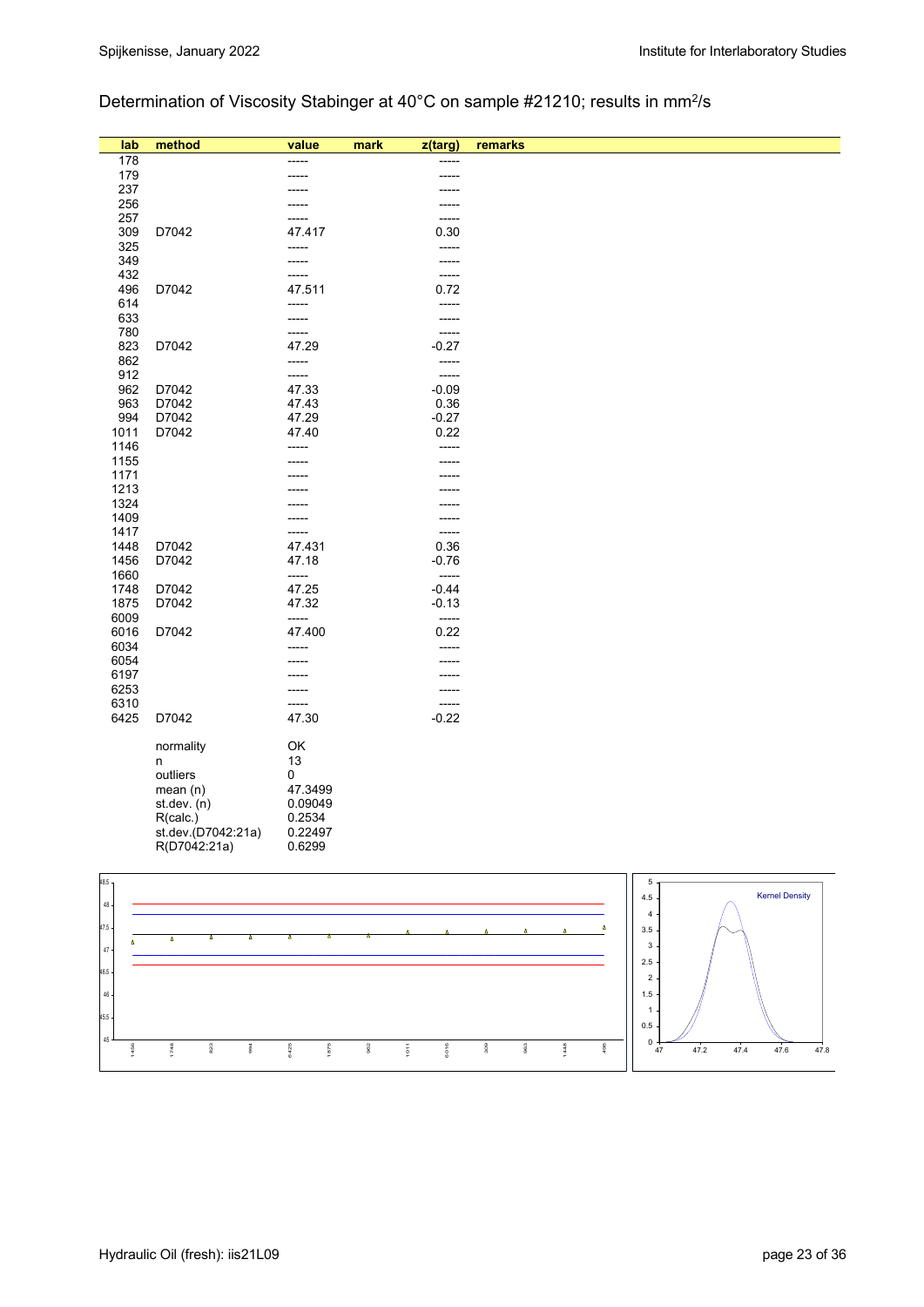## Determination of Viscosity Stabinger at 40°C on sample #21210; results in mm²/s

| lab | method | value | mark | z(targ) | remarks |
|---|---|---|---|---|---|
| 178 | | ----- | | ----- | |
| 179 | | ----- | | ----- | |
| 237 | | ----- | | ----- | |
| 256 | | ----- | | ----- | |
| 257 | | ----- | | ----- | |
| 309 | D7042 | 47.417 | | 0.30 | |
| 325 | | ----- | | ----- | |
| 349 | | ----- | | ----- | |
| 432 | | ----- | | ----- | |
| 496 | D7042 | 47.511 | | 0.72 | |
| 614 | | ----- | | ----- | |
| 633 | | ----- | | ----- | |
| 780 | | ----- | | ----- | |
| 823 | D7042 | 47.29 | | -0.27 | |
| 862 | | ----- | | ----- | |
| 912 | | ----- | | ----- | |
| 962 | D7042 | 47.33 | | -0.09 | |
| 963 | D7042 | 47.43 | | 0.36 | |
| 994 | D7042 | 47.29 | | -0.27 | |
| 1011 | D7042 | 47.40 | | 0.22 | |
| 1146 | | ----- | | ----- | |
| 1155 | | ----- | | ----- | |
| 1171 | | ----- | | ----- | |
| 1213 | | ----- | | ----- | |
| 1324 | | ----- | | ----- | |
| 1409 | | ----- | | ----- | |
| 1417 | | ----- | | ----- | |
| 1448 | D7042 | 47.431 | | 0.36 | |
| 1456 | D7042 | 47.18 | | -0.76 | |
| 1660 | | ----- | | ----- | |
| 1748 | D7042 | 47.25 | | -0.44 | |
| 1875 | D7042 | 47.32 | | -0.13 | |
| 6009 | | ----- | | ----- | |
| 6016 | D7042 | 47.400 | | 0.22 | |
| 6034 | | ----- | | ----- | |
| 6054 | | ----- | | ----- | |
| 6197 | | ----- | | ----- | |
| 6253 | | ----- | | ----- | |
| 6310 | | ----- | | ----- | |
| 6425 | D7042 | 47.30 | | -0.22 | |

| | |
|---|---|
| normality | OK |
| n | 13 |
| outliers | 0 |
| mean (n) | 47.3499 |
| st.dev. (n) | 0.09049 |
| R(calc.) | 0.2534 |
| st.dev.(D7042:21a) | 0.22497 |
| R(D7042:21a) | 0.6299 |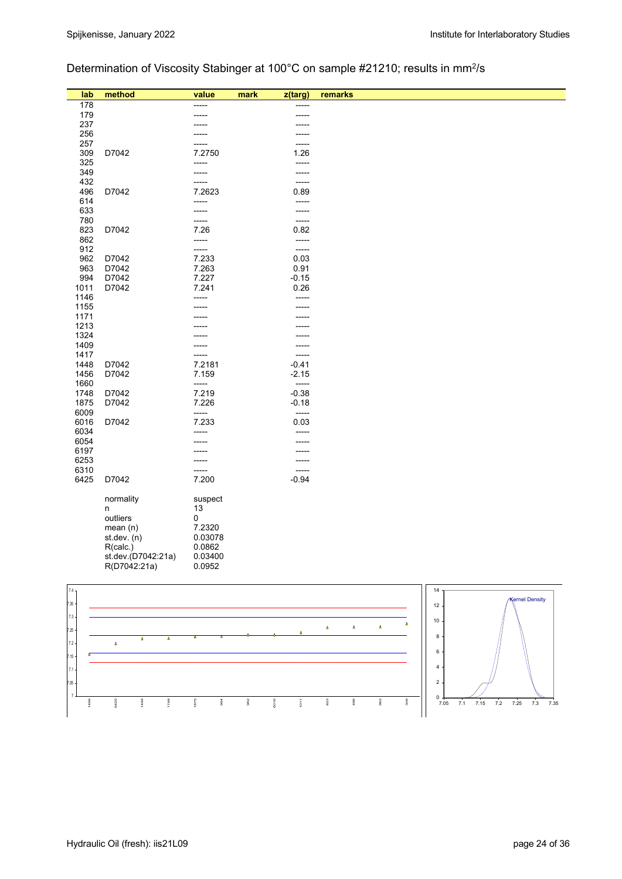Determination of Viscosity Stabinger at 100°C on sample #21210; results in $mm^2/s$

| lab | method | value | mark | z(targ) | remarks |
|---|---|---|---|---|---|
| 178 | | ----- | | ----- | |
| 179 | | ----- | | ----- | |
| 237 | | ----- | | ----- | |
| 256 | | ----- | | ----- | |
| 257 | | ----- | | ----- | |
| 309 | D7042 | 7.2750 | | 1.26 | |
| 325 | | ----- | | ----- | |
| 349 | | ----- | | ----- | |
| 432 | | ----- | | ----- | |
| 496 | D7042 | 7.2623 | | 0.89 | |
| 614 | | ----- | | ----- | |
| 633 | | ----- | | ----- | |
| 780 | | ----- | | ----- | |
| 823 | D7042 | 7.26 | | 0.82 | |
| 862 | | ----- | | ----- | |
| 912 | | ----- | | ----- | |
| 962 | D7042 | 7.233 | | 0.03 | |
| 963 | D7042 | 7.263 | | 0.91 | |
| 994 | D7042 | 7.227 | | -0.15 | |
| 1011 | D7042 | 7.241 | | 0.26 | |
| 1146 | | ----- | | ----- | |
| 1155 | | ----- | | ----- | |
| 1171 | | ----- | | ----- | |
| 1213 | | ----- | | ----- | |
| 1324 | | ----- | | ----- | |
| 1409 | | ----- | | ----- | |
| 1417 | | ----- | | ----- | |
| 1448 | D7042 | 7.2181 | | -0.41 | |
| 1456 | D7042 | 7.159 | | -2.15 | |
| 1660 | | ----- | | ----- | |
| 1748 | D7042 | 7.219 | | -0.38 | |
| 1875 | D7042 | 7.226 | | -0.18 | |
| 6009 | | ----- | | ----- | |
| 6016 | D7042 | 7.233 | | 0.03 | |
| 6034 | | ----- | | ----- | |
| 6054 | | ----- | | ----- | |
| 6197 | | ----- | | ----- | |
| 6253 | | ----- | | ----- | |
| 6310 | | ----- | | ----- | |
| 6425 | D7042 | 7.200 | | -0.94 | |

| | |
|---|---|
| normality | suspect |
| n | 13 |
| outliers | 0 |
| mean (n) | 7.2320 |
| st.dev. (n) | 0.03078 |
| R(calc.) | 0.0862 |
| st.dev.(D7042:21a) | 0.03400 |
| R(D7042:21a) | 0.0952 |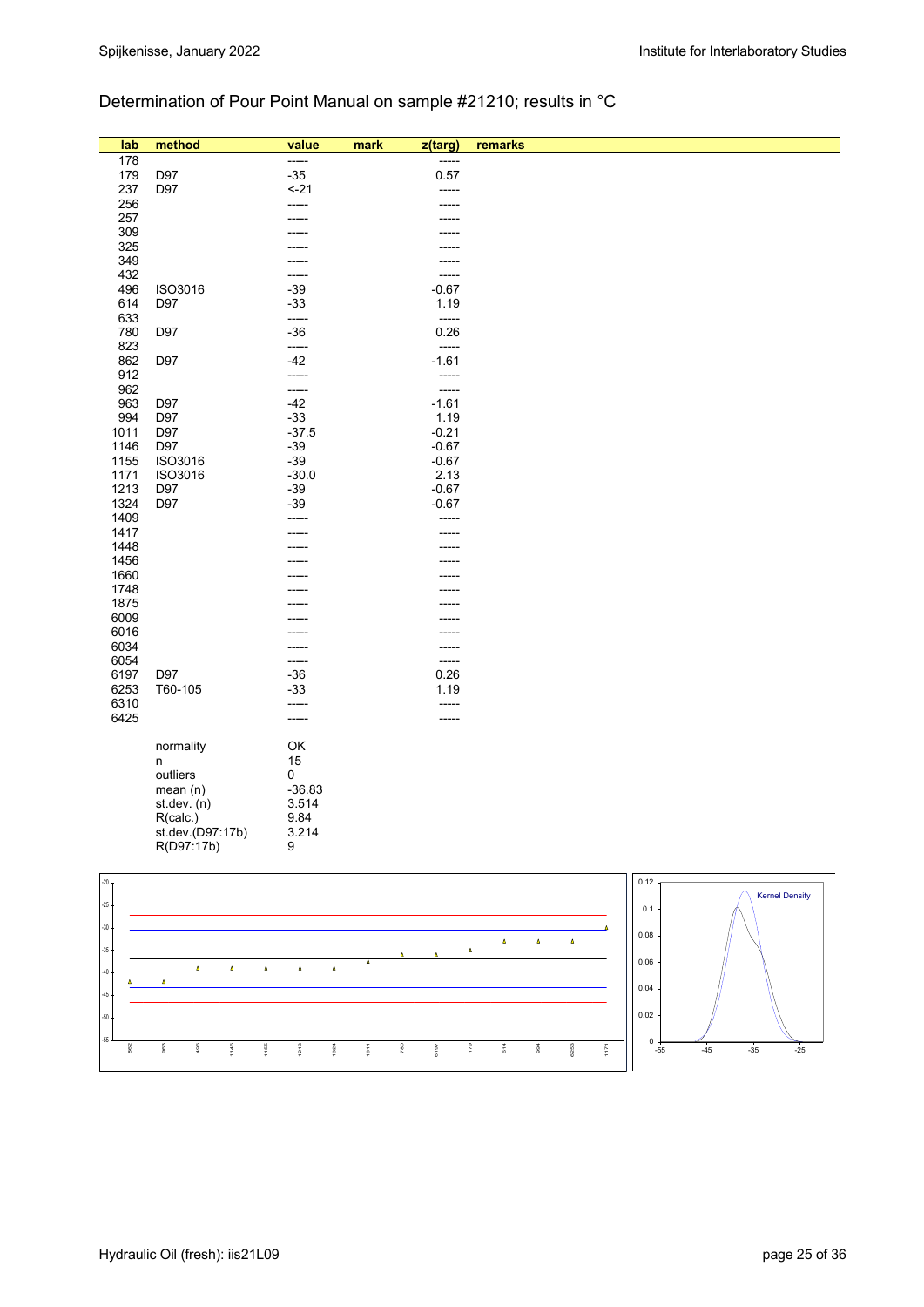## Determination of Pour Point Manual on sample #21210; results in °C

| lab | method | value | mark | z(targ) | remarks |
|---|---|---|---|---|---|
| 178 | | ----- | | ----- | |
| 179 | D97 | -35 | | 0.57 | |
| 237 | D97 | <-21 | | ----- | |
| 256 | | ----- | | ----- | |
| 257 | | ----- | | ----- | |
| 309 | | ----- | | ----- | |
| 325 | | ----- | | ----- | |
| 349 | | ----- | | ----- | |
| 432 | | ----- | | ----- | |
| 496 | ISO3016 | -39 | | -0.67 | |
| 614 | D97 | -33 | | 1.19 | |
| 633 | | ----- | | ----- | |
| 780 | D97 | -36 | | 0.26 | |
| 823 | | ----- | | ----- | |
| 862 | D97 | -42 | | -1.61 | |
| 912 | | ----- | | ----- | |
| 962 | | ----- | | ----- | |
| 963 | D97 | -42 | | -1.61 | |
| 994 | D97 | -33 | | 1.19 | |
| 1011 | D97 | -37.5 | | -0.21 | |
| 1146 | D97 | -39 | | -0.67 | |
| 1155 | ISO3016 | -39 | | -0.67 | |
| 1171 | ISO3016 | -30.0 | | 2.13 | |
| 1213 | D97 | -39 | | -0.67 | |
| 1324 | D97 | -39 | | -0.67 | |
| 1409 | | ----- | | ----- | |
| 1417 | | ----- | | ----- | |
| 1448 | | ----- | | ----- | |
| 1456 | | ----- | | ----- | |
| 1660 | | ----- | | ----- | |
| 1748 | | ----- | | ----- | |
| 1875 | | ----- | | ----- | |
| 6009 | | ----- | | ----- | |
| 6016 | | ----- | | ----- | |
| 6034 | | ----- | | ----- | |
| 6054 | | ----- | | ----- | |
| 6197 | D97 | -36 | | 0.26 | |
| 6253 | T60-105 | -33 | | 1.19 | |
| 6310 | | ----- | | ----- | |
| 6425 | | ----- | | ----- | |

| | |
|---|---|
| normality | OK |
| n | 15 |
| outliers | 0 |
| mean (n) | -36.83 |
| st.dev. (n) | 3.514 |
| R(calc.) | 9.84 |
| st.dev.(D97:17b) | 3.214 |
| R(D97:17b) | 9 |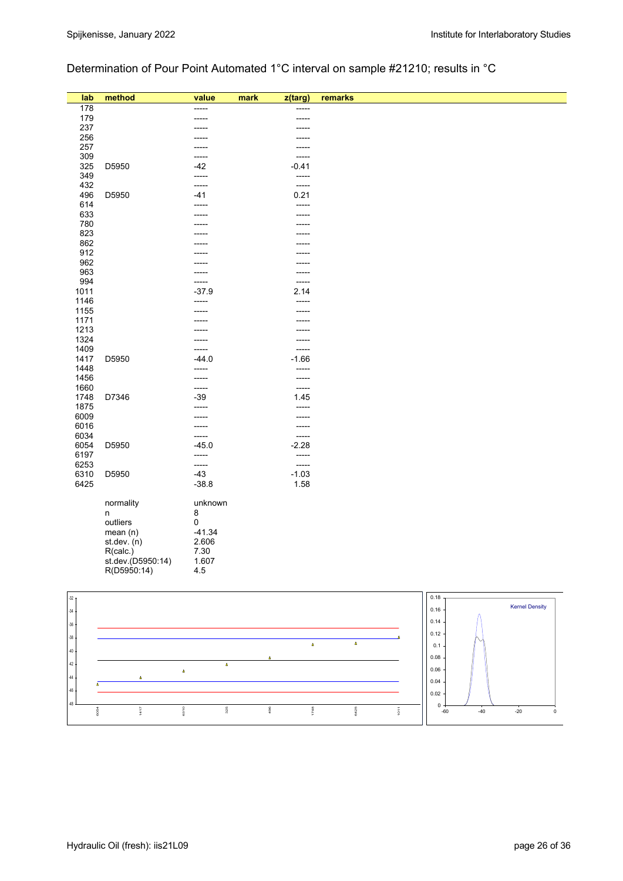## Determination of Pour Point Automated 1°C interval on sample #21210; results in °C

| lab | method | value | mark | z(targ) | remarks |
|---|---|---|---|---|---|
| 178 | | ----- | | ----- | |
| 179 | | ----- | | ----- | |
| 237 | | ----- | | ----- | |
| 256 | | ----- | | ----- | |
| 257 | | ----- | | ----- | |
| 309 | | ----- | | ----- | |
| 325 | D5950 | -42 | | -0.41 | |
| 349 | | ----- | | ----- | |
| 432 | | ----- | | ----- | |
| 496 | D5950 | -41 | | 0.21 | |
| 614 | | ----- | | ----- | |
| 633 | | ----- | | ----- | |
| 780 | | ----- | | ----- | |
| 823 | | ----- | | ----- | |
| 862 | | ----- | | ----- | |
| 912 | | ----- | | ----- | |
| 962 | | ----- | | ----- | |
| 963 | | ----- | | ----- | |
| 994 | | ----- | | ----- | |
| 1011 | | -37.9 | | 2.14 | |
| 1146 | | ----- | | ----- | |
| 1155 | | ----- | | ----- | |
| 1171 | | ----- | | ----- | |
| 1213 | | ----- | | ----- | |
| 1324 | | ----- | | ----- | |
| 1409 | | ----- | | ----- | |
| 1417 | D5950 | -44.0 | | -1.66 | |
| 1448 | | ----- | | ----- | |
| 1456 | | ----- | | ----- | |
| 1660 | | ----- | | ----- | |
| 1748 | D7346 | -39 | | 1.45 | |
| 1875 | | ----- | | ----- | |
| 6009 | | ----- | | ----- | |
| 6016 | | ----- | | ----- | |
| 6034 | | ----- | | ----- | |
| 6054 | D5950 | -45.0 | | -2.28 | |
| 6197 | | ----- | | ----- | |
| 6253 | | ----- | | ----- | |
| 6310 | D5950 | -43 | | -1.03 | |
| 6425 | | -38.8 | | 1.58 | |

| | |
|---|---|
| normality | unknown |
| n | 8 |
| outliers | 0 |
| mean (n) | -41.34 |
| st.dev. (n) | 2.606 |
| R(calc.) | 7.30 |
| st.dev.(D5950:14) | 1.607 |
| R(D5950:14) | 4.5 |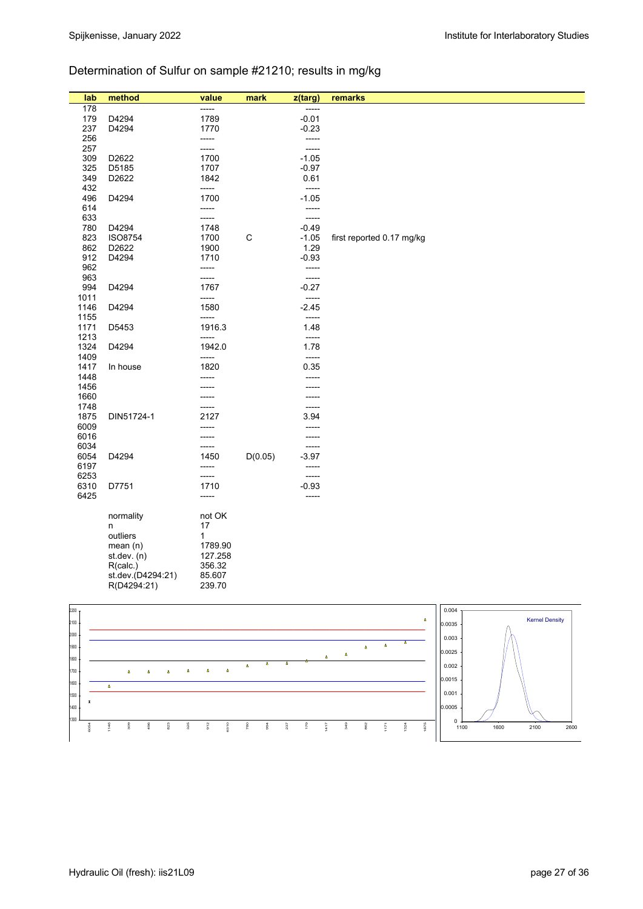## Determination of Sulfur on sample #21210; results in mg/kg

| lab | method | value | mark | z(targ) | remarks |
|---|---|---|---|---|---|
| 178 | | ----- | | ----- | |
| 179 | D4294 | 1789 | | -0.01 | |
| 237 | D4294 | 1770 | | -0.23 | |
| 256 | | ----- | | ----- | |
| 257 | | ----- | | ----- | |
| 309 | D2622 | 1700 | | -1.05 | |
| 325 | D5185 | 1707 | | -0.97 | |
| 349 | D2622 | 1842 | | 0.61 | |
| 432 | | ----- | | ----- | |
| 496 | D4294 | 1700 | | -1.05 | |
| 614 | | ----- | | ----- | |
| 633 | | ----- | | ----- | |
| 780 | D4294 | 1748 | | -0.49 | |
| 823 | ISO8754 | 1700 | C | -1.05 | first reported 0.17 mg/kg |
| 862 | D2622 | 1900 | | 1.29 | |
| 912 | D4294 | 1710 | | -0.93 | |
| 962 | | ----- | | ----- | |
| 963 | | ----- | | ----- | |
| 994 | D4294 | 1767 | | -0.27 | |
| 1011 | | ----- | | ----- | |
| 1146 | D4294 | 1580 | | -2.45 | |
| 1155 | | ----- | | ----- | |
| 1171 | D5453 | 1916.3 | | 1.48 | |
| 1213 | | ----- | | ----- | |
| 1324 | D4294 | 1942.0 | | 1.78 | |
| 1409 | | ----- | | ----- | |
| 1417 | In house | 1820 | | 0.35 | |
| 1448 | | ----- | | ----- | |
| 1456 | | ----- | | ----- | |
| 1660 | | ----- | | ----- | |
| 1748 | | ----- | | ----- | |
| 1875 | DIN51724-1 | 2127 | | 3.94 | |
| 6009 | | ----- | | ----- | |
| 6016 | | ----- | | ----- | |
| 6034 | | ----- | | ----- | |
| 6054 | D4294 | 1450 | D(0.05) | -3.97 | |
| 6197 | | ----- | | ----- | |
| 6253 | | ----- | | ----- | |
| 6310 | D7751 | 1710 | | -0.93 | |
| 6425 | | ----- | | ----- | |

| | |
|---|---|
| normality | not OK |
| n | 17 |
| outliers | 1 |
| mean (n) | 1789.90 |
| st.dev. (n) | 127.258 |
| R(calc.) | 356.32 |
| st.dev.(D4294:21) | 85.607 |
| R(D4294:21) | 239.70 |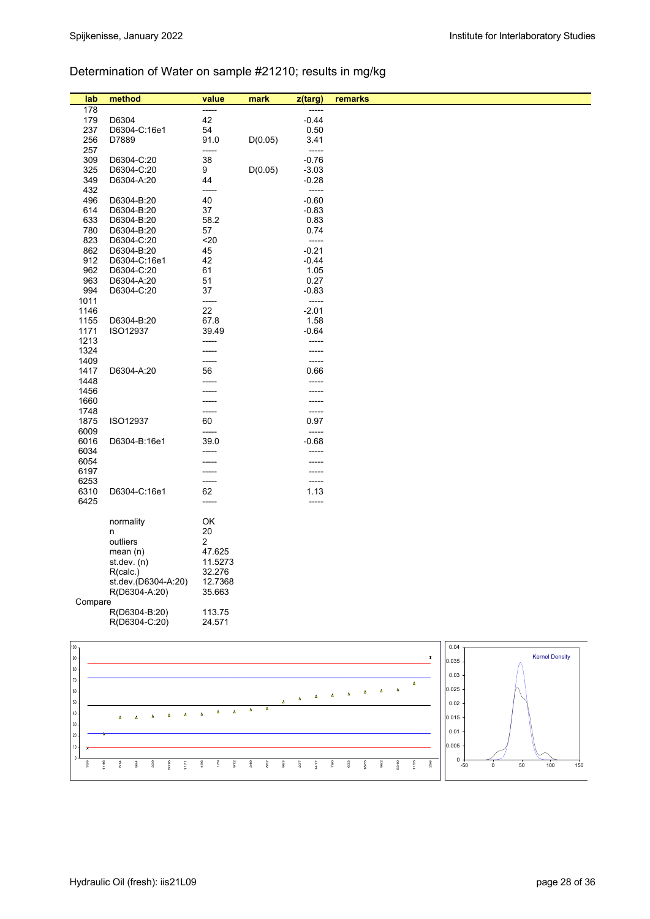## Determination of Water on sample #21210; results in mg/kg

| lab | method | value | mark | z(targ) | remarks |
|---|---|---|---|---|---|
| 178 | | ----- | | ----- | |
| 179 | D6304 | 42 | | -0.44 | |
| 237 | D6304-C:16e1 | 54 | | 0.50 | |
| 256 | D7889 | 91.0 | D(0.05) | 3.41 | |
| 257 | | ----- | | ----- | |
| 309 | D6304-C:20 | 38 | | -0.76 | |
| 325 | D6304-C:20 | 9 | D(0.05) | -3.03 | |
| 349 | D6304-A:20 | 44 | | -0.28 | |
| 432 | | ----- | | ----- | |
| 496 | D6304-B:20 | 40 | | -0.60 | |
| 614 | D6304-B:20 | 37 | | -0.83 | |
| 633 | D6304-B:20 | 58.2 | | 0.83 | |
| 780 | D6304-B:20 | 57 | | 0.74 | |
| 823 | D6304-C:20 | <20 | | ----- | |
| 862 | D6304-B:20 | 45 | | -0.21 | |
| 912 | D6304-C:16e1 | 42 | | -0.44 | |
| 962 | D6304-C:20 | 61 | | 1.05 | |
| 963 | D6304-A:20 | 51 | | 0.27 | |
| 994 | D6304-C:20 | 37 | | -0.83 | |
| 1011 | | ----- | | ----- | |
| 1146 | | 22 | | -2.01 | |
| 1155 | D6304-B:20 | 67.8 | | 1.58 | |
| 1171 | ISO12937 | 39.49 | | -0.64 | |
| 1213 | | ----- | | ----- | |
| 1324 | | ----- | | ----- | |
| 1409 | | ----- | | ----- | |
| 1417 | D6304-A:20 | 56 | | 0.66 | |
| 1448 | | ----- | | ----- | |
| 1456 | | ----- | | ----- | |
| 1660 | | ----- | | ----- | |
| 1748 | | ----- | | ----- | |
| 1875 | ISO12937 | 60 | | 0.97 | |
| 6009 | | ----- | | ----- | |
| 6016 | D6304-B:16e1 | 39.0 | | -0.68 | |
| 6034 | | ----- | | ----- | |
| 6054 | | ----- | | ----- | |
| 6197 | | ----- | | ----- | |
| 6253 | | ----- | | ----- | |
| 6310 | D6304-C:16e1 | 62 | | 1.13 | |
| 6425 | | ----- | | ----- | |

| | |
|---|---|
| normality | OK |
| n | 20 |
| outliers | 2 |
| mean (n) | 47.625 |
| st.dev. (n) | 11.5273 |
| R(calc.) | 32.276 |
| st.dev.(D6304-A:20) | 12.7368 |
| R(D6304-A:20) | 35.663 |
| **Compare** | |
| R(D6304-B:20) | 113.75 |
| R(D6304-C:20) | 24.571 |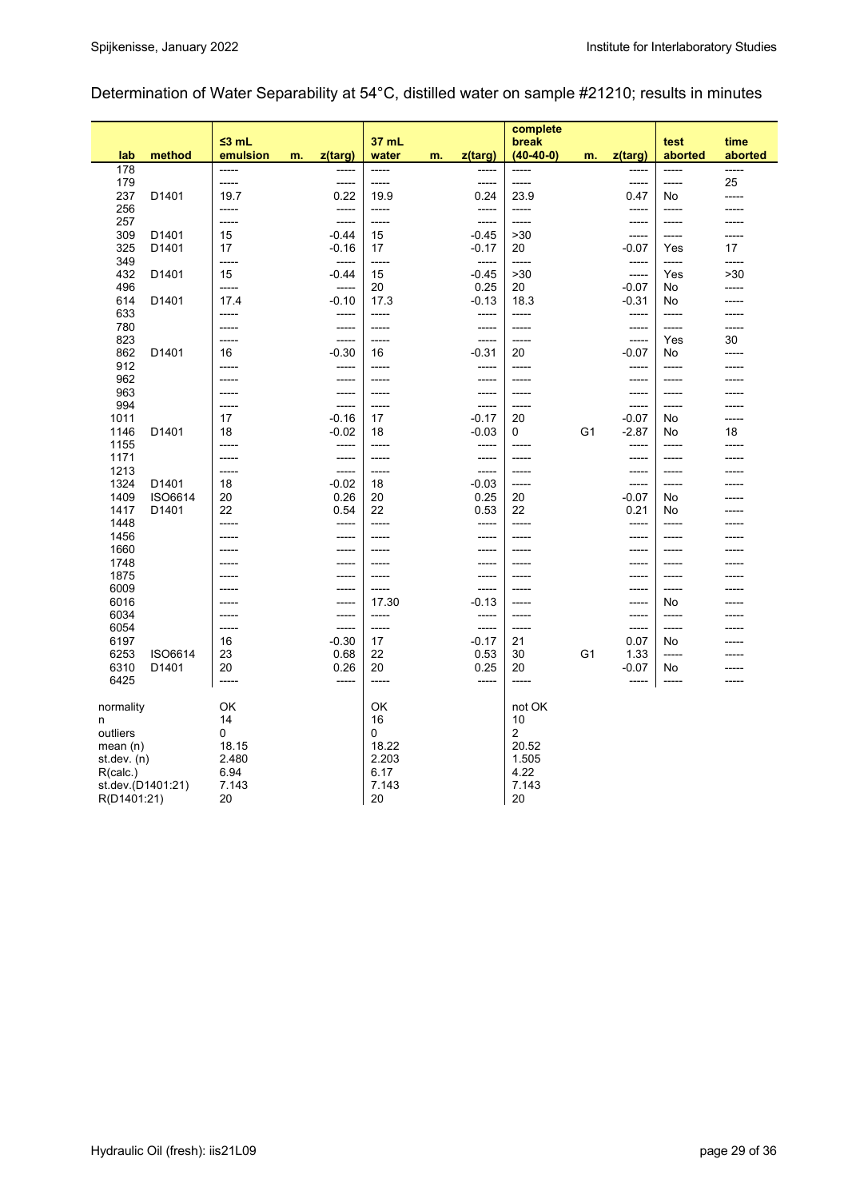## Determination of Water Separability at 54°C, distilled water on sample #21210; results in minutes

| lab | method | ≤3 mL emulsion | m. | z(targ) | 37 mL water | m. | z(targ) | complete break (40-40-0) | m. | z(targ) | test aborted | time aborted |
|---|---|---|---|---|---|---|---|---|---|---|---|---|
| 178 | | ----- | | ----- | ----- | | ----- | ----- | | ----- | ----- | ----- |
| 179 | | ----- | | ----- | ----- | | ----- | ----- | | ----- | ----- | 25 |
| 237 | D1401 | 19.7 | | 0.22 | 19.9 | | 0.24 | 23.9 | | 0.47 | No | ----- |
| 256 | | ----- | | ----- | ----- | | ----- | ----- | | ----- | ----- | ----- |
| 257 | | ----- | | ----- | ----- | | ----- | ----- | | ----- | ----- | ----- |
| 309 | D1401 | 15 | | -0.44 | 15 | | -0.45 | >30 | | ----- | ----- | ----- |
| 325 | D1401 | 17 | | -0.16 | 17 | | -0.17 | 20 | | -0.07 | Yes | 17 |
| 349 | | ----- | | ----- | ----- | | ----- | ----- | | ----- | ----- | ----- |
| 432 | D1401 | 15 | | -0.44 | 15 | | -0.45 | >30 | | ----- | Yes | >30 |
| 496 | | ----- | | ----- | 20 | | 0.25 | 20 | | -0.07 | No | ----- |
| 614 | D1401 | 17.4 | | -0.10 | 17.3 | | -0.13 | 18.3 | | -0.31 | No | ----- |
| 633 | | ----- | | ----- | ----- | | ----- | ----- | | ----- | ----- | ----- |
| 780 | | ----- | | ----- | ----- | | ----- | ----- | | ----- | ----- | ----- |
| 823 | | ----- | | ----- | ----- | | ----- | ----- | | ----- | Yes | 30 |
| 862 | D1401 | 16 | | -0.30 | 16 | | -0.31 | 20 | | -0.07 | No | ----- |
| 912 | | ----- | | ----- | ----- | | ----- | ----- | | ----- | ----- | ----- |
| 962 | | ----- | | ----- | ----- | | ----- | ----- | | ----- | ----- | ----- |
| 963 | | ----- | | ----- | ----- | | ----- | ----- | | ----- | ----- | ----- |
| 994 | | ----- | | ----- | ----- | | ----- | ----- | | ----- | ----- | ----- |
| 1011 | | 17 | | -0.16 | 17 | | -0.17 | 20 | | -0.07 | No | ----- |
| 1146 | D1401 | 18 | | -0.02 | 18 | | -0.03 | 0 | G1 | -2.87 | No | 18 |
| 1155 | | ----- | | ----- | ----- | | ----- | ----- | | ----- | ----- | ----- |
| 1171 | | ----- | | ----- | ----- | | ----- | ----- | | ----- | ----- | ----- |
| 1213 | | ----- | | ----- | ----- | | ----- | ----- | | ----- | ----- | ----- |
| 1324 | D1401 | 18 | | -0.02 | 18 | | -0.03 | ----- | | ----- | ----- | ----- |
| 1409 | ISO6614 | 20 | | 0.26 | 20 | | 0.25 | 20 | | -0.07 | No | ----- |
| 1417 | D1401 | 22 | | 0.54 | 22 | | 0.53 | 22 | | 0.21 | No | ----- |
| 1448 | | ----- | | ----- | ----- | | ----- | ----- | | ----- | ----- | ----- |
| 1456 | | ----- | | ----- | ----- | | ----- | ----- | | ----- | ----- | ----- |
| 1660 | | ----- | | ----- | ----- | | ----- | ----- | | ----- | ----- | ----- |
| 1748 | | ----- | | ----- | ----- | | ----- | ----- | | ----- | ----- | ----- |
| 1875 | | ----- | | ----- | ----- | | ----- | ----- | | ----- | ----- | ----- |
| 6009 | | ----- | | ----- | ----- | | ----- | ----- | | ----- | ----- | ----- |
| 6016 | | ----- | | ----- | 17.30 | | -0.13 | ----- | | ----- | No | ----- |
| 6034 | | ----- | | ----- | ----- | | ----- | ----- | | ----- | ----- | ----- |
| 6054 | | ----- | | ----- | ----- | | ----- | ----- | | ----- | ----- | ----- |
| 6197 | | 16 | | -0.30 | 17 | | -0.17 | 21 | | 0.07 | No | ----- |
| 6253 | ISO6614 | 23 | | 0.68 | 22 | | 0.53 | 30 | G1 | 1.33 | ----- | ----- |
| 6310 | D1401 | 20 | | 0.26 | 20 | | 0.25 | 20 | | -0.07 | No | ----- |
| 6425 | | ----- | | ----- | ----- | | ----- | ----- | | ----- | ----- | ----- |
| | | | | | | | | | | | | |
| normality | | OK | | | OK | | | not OK | | | | |
| n | | 14 | | | 16 | | | 10 | | | | |
| outliers | | 0 | | | 0 | | | 2 | | | | |
| mean (n) | | 18.15 | | | 18.22 | | | 20.52 | | | | |
| st.dev. (n) | | 2.480 | | | 2.203 | | | 1.505 | | | | |
| R(calc.) | | 6.94 | | | 6.17 | | | 4.22 | | | | |
| st.dev.(D1401:21) | | 7.143 | | | 7.143 | | | 7.143 | | | | |
| R(D1401:21) | | 20 | | | 20 | | | 20 | | | | |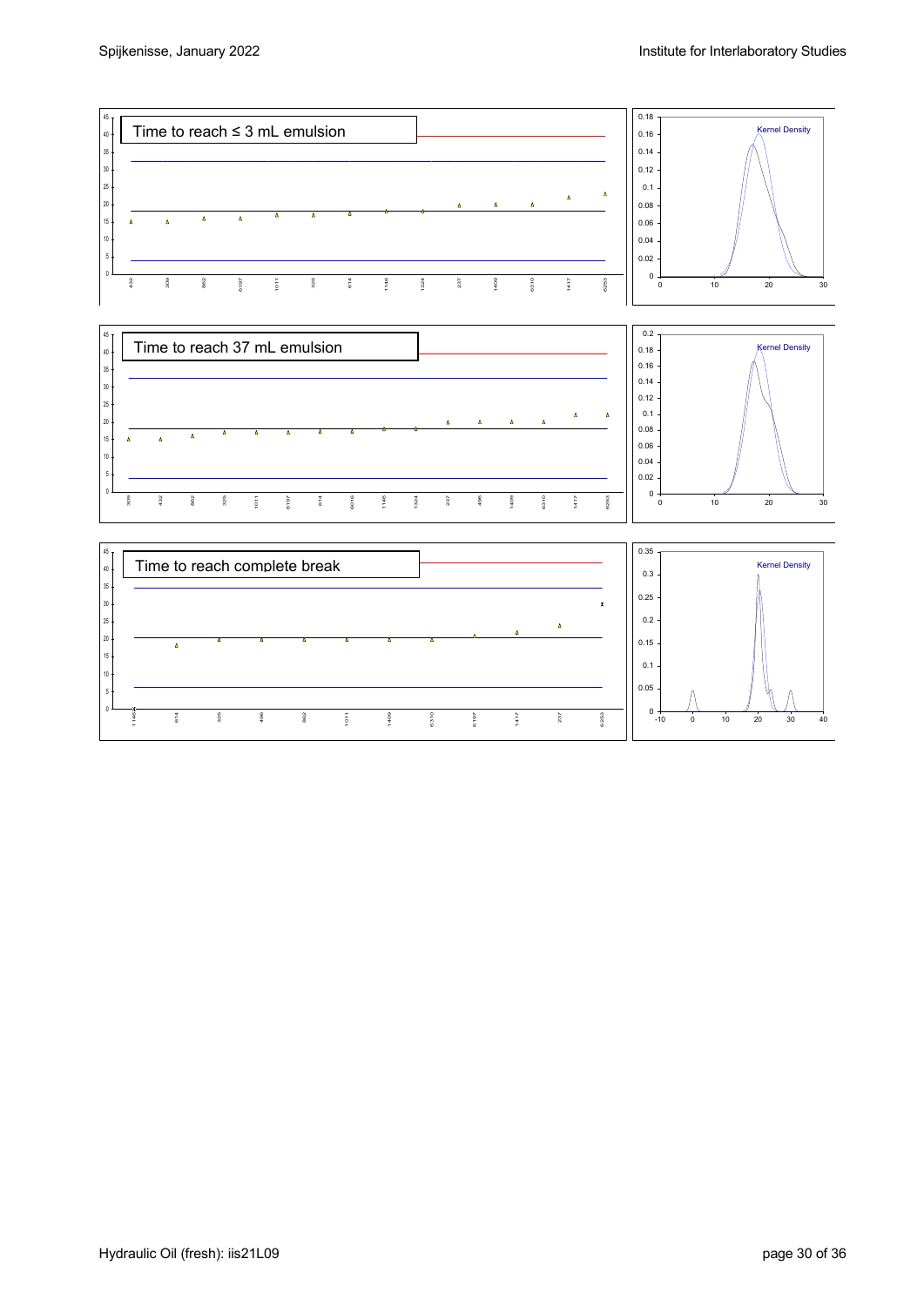Time to reach ≤ 3 mL emulsion

Time to reach 37 mL emulsion

Time to reach complete break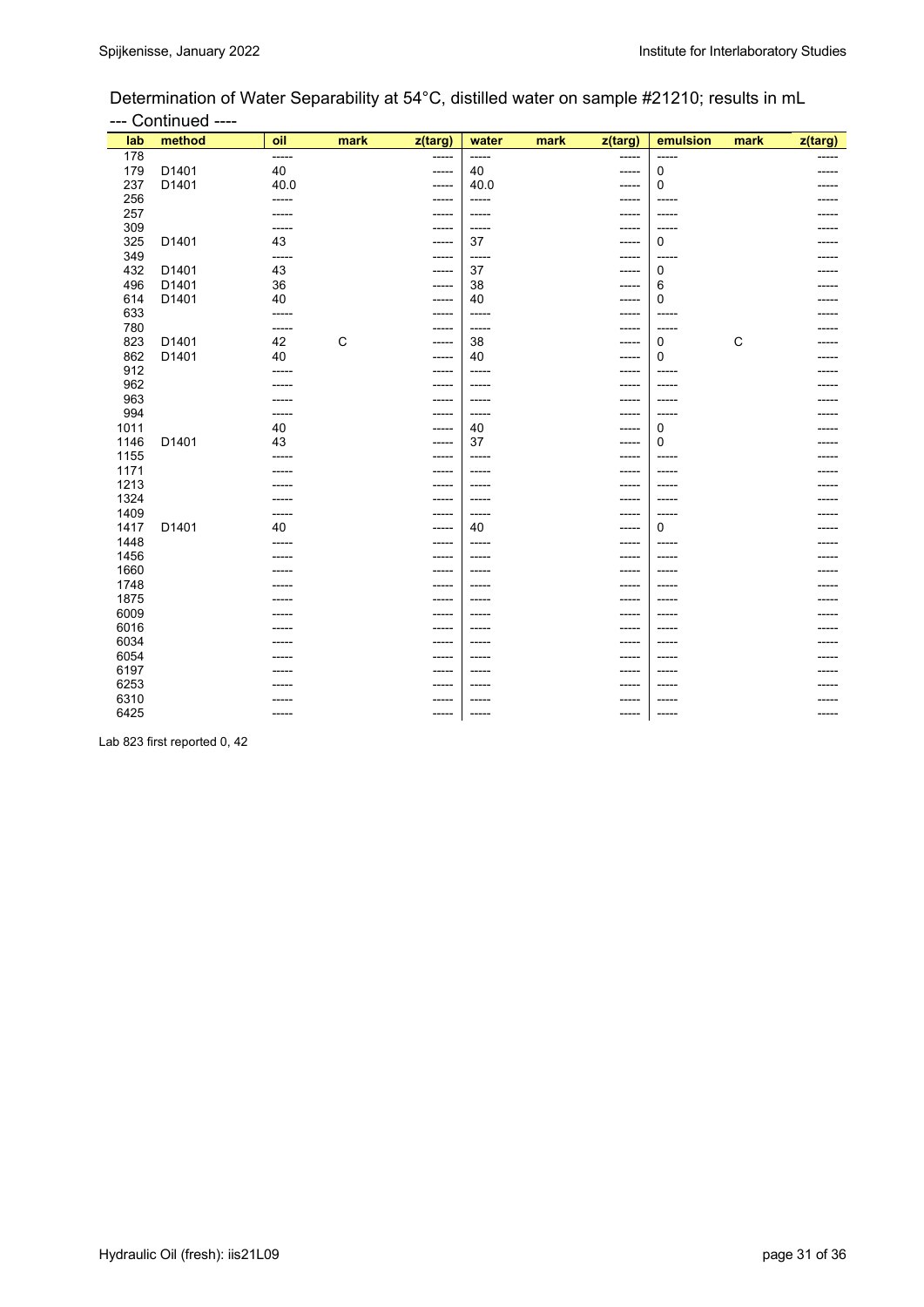Determination of Water Separability at 54°C, distilled water on sample #21210; results in mL

--- Continued ----

| lab | method | oil | mark | z(targ) | water | mark | z(targ) | emulsion | mark | z(targ) |
|---|---|---|---|---|---|---|---|---|---|---|
| 178 | | ----- | | ----- | ----- | | ----- | ----- | | ----- |
| 179 | D1401 | 40 | | ----- | 40 | | ----- | 0 | | ----- |
| 237 | D1401 | 40.0 | | ----- | 40.0 | | ----- | 0 | | ----- |
| 256 | | ----- | | ----- | ----- | | ----- | ----- | | ----- |
| 257 | | ----- | | ----- | ----- | | ----- | ----- | | ----- |
| 309 | | ----- | | ----- | ----- | | ----- | ----- | | ----- |
| 325 | D1401 | 43 | | ----- | 37 | | ----- | 0 | | ----- |
| 349 | | ----- | | ----- | ----- | | ----- | ----- | | ----- |
| 432 | D1401 | 43 | | ----- | 37 | | ----- | 0 | | ----- |
| 496 | D1401 | 36 | | ----- | 38 | | ----- | 6 | | ----- |
| 614 | D1401 | 40 | | ----- | 40 | | ----- | 0 | | ----- |
| 633 | | ----- | | ----- | ----- | | ----- | ----- | | ----- |
| 780 | | ----- | | ----- | ----- | | ----- | ----- | | ----- |
| 823 | D1401 | 42 | C | ----- | 38 | | ----- | 0 | C | ----- |
| 862 | D1401 | 40 | | ----- | 40 | | ----- | 0 | | ----- |
| 912 | | ----- | | ----- | ----- | | ----- | ----- | | ----- |
| 962 | | ----- | | ----- | ----- | | ----- | ----- | | ----- |
| 963 | | ----- | | ----- | ----- | | ----- | ----- | | ----- |
| 994 | | ----- | | ----- | ----- | | ----- | ----- | | ----- |
| 1011 | | 40 | | ----- | 40 | | ----- | 0 | | ----- |
| 1146 | D1401 | 43 | | ----- | 37 | | ----- | 0 | | ----- |
| 1155 | | ----- | | ----- | ----- | | ----- | ----- | | ----- |
| 1171 | | ----- | | ----- | ----- | | ----- | ----- | | ----- |
| 1213 | | ----- | | ----- | ----- | | ----- | ----- | | ----- |
| 1324 | | ----- | | ----- | ----- | | ----- | ----- | | ----- |
| 1409 | | ----- | | ----- | ----- | | ----- | ----- | | ----- |
| 1417 | D1401 | 40 | | ----- | 40 | | ----- | 0 | | ----- |
| 1448 | | ----- | | ----- | ----- | | ----- | ----- | | ----- |
| 1456 | | ----- | | ----- | ----- | | ----- | ----- | | ----- |
| 1660 | | ----- | | ----- | ----- | | ----- | ----- | | ----- |
| 1748 | | ----- | | ----- | ----- | | ----- | ----- | | ----- |
| 1875 | | ----- | | ----- | ----- | | ----- | ----- | | ----- |
| 6009 | | ----- | | ----- | ----- | | ----- | ----- | | ----- |
| 6016 | | ----- | | ----- | ----- | | ----- | ----- | | ----- |
| 6034 | | ----- | | ----- | ----- | | ----- | ----- | | ----- |
| 6054 | | ----- | | ----- | ----- | | ----- | ----- | | ----- |
| 6197 | | ----- | | ----- | ----- | | ----- | ----- | | ----- |
| 6253 | | ----- | | ----- | ----- | | ----- | ----- | | ----- |
| 6310 | | ----- | | ----- | ----- | | ----- | ----- | | ----- |
| 6425 | | ----- | | ----- | ----- | | ----- | ----- | | ----- |

Lab 823 first reported 0, 42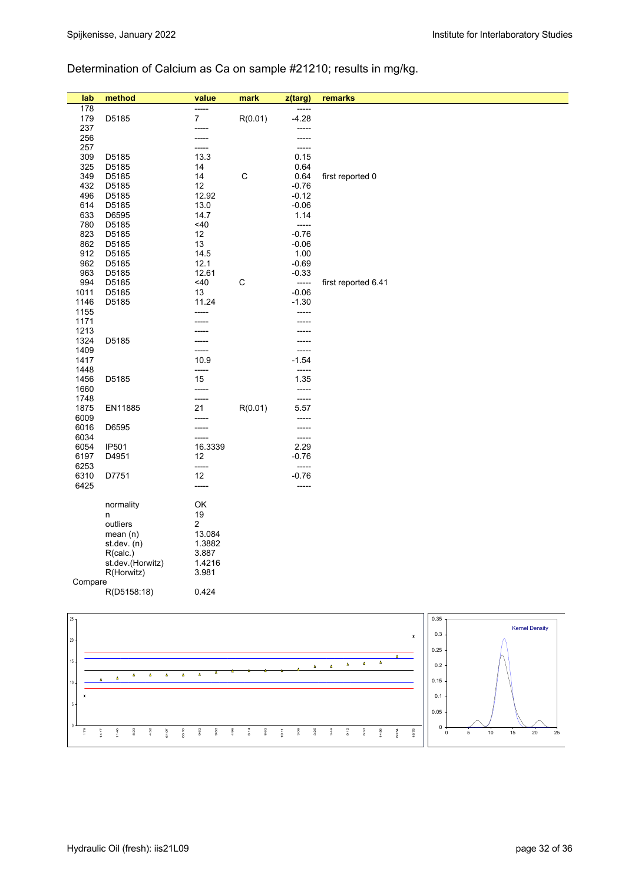Determination of Calcium as Ca on sample #21210; results in mg/kg.

| lab | method | value | mark | z(targ) | remarks |
|---|---|---|---|---|---|
| 178 | | ----- | | ----- | |
| 179 | D5185 | 7 | R(0.01) | -4.28 | |
| 237 | | ----- | | ----- | |
| 256 | | ----- | | ----- | |
| 257 | | ----- | | ----- | |
| 309 | D5185 | 13.3 | | 0.15 | |
| 325 | D5185 | 14 | | 0.64 | |
| 349 | D5185 | 14 | C | 0.64 | first reported 0 |
| 432 | D5185 | 12 | | -0.76 | |
| 496 | D5185 | 12.92 | | -0.12 | |
| 614 | D5185 | 13.0 | | -0.06 | |
| 633 | D6595 | 14.7 | | 1.14 | |
| 780 | D5185 | <40 | | ----- | |
| 823 | D5185 | 12 | | -0.76 | |
| 862 | D5185 | 13 | | -0.06 | |
| 912 | D5185 | 14.5 | | 1.00 | |
| 962 | D5185 | 12.1 | | -0.69 | |
| 963 | D5185 | 12.61 | | -0.33 | |
| 994 | D5185 | <40 | C | ----- | first reported 6.41 |
| 1011 | D5185 | 13 | | -0.06 | |
| 1146 | D5185 | 11.24 | | -1.30 | |
| 1155 | | ----- | | ----- | |
| 1171 | | ----- | | ----- | |
| 1213 | | ----- | | ----- | |
| 1324 | D5185 | ----- | | ----- | |
| 1409 | | ----- | | ----- | |
| 1417 | | 10.9 | | -1.54 | |
| 1448 | | ----- | | ----- | |
| 1456 | D5185 | 15 | | 1.35 | |
| 1660 | | ----- | | ----- | |
| 1748 | | ----- | | ----- | |
| 1875 | EN11885 | 21 | R(0.01) | 5.57 | |
| 6009 | | ----- | | ----- | |
| 6016 | D6595 | ----- | | ----- | |
| 6034 | | ----- | | ----- | |
| 6054 | IP501 | 16.3339 | | 2.29 | |
| 6197 | D4951 | 12 | | -0.76 | |
| 6253 | | ----- | | ----- | |
| 6310 | D7751 | 12 | | -0.76 | |
| 6425 | | ----- | | ----- | |

| | | |
|---|---|---|
| | normality | OK |
| | n | 19 |
| | outliers | 2 |
| | mean (n) | 13.084 |
| | st.dev. (n) | 1.3882 |
| | R(calc.) | 3.887 |
| | st.dev.(Horwitz) | 1.4216 |
| | R(Horwitz) | 3.981 |
| Compare | | |
| | R(D5158:18) | 0.424 |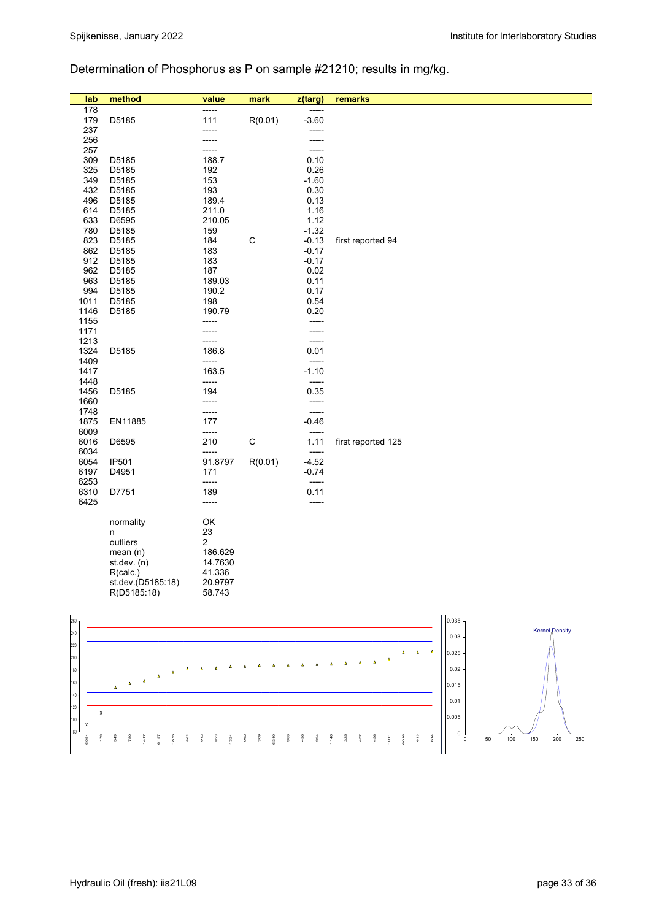Determination of Phosphorus as P on sample #21210; results in mg/kg.

| lab | method | value | mark | z(targ) | remarks |
|---|---|---|---|---|---|
| 178 | | ----- | | ----- | |
| 179 | D5185 | 111 | R(0.01) | -3.60 | |
| 237 | | ----- | | ----- | |
| 256 | | ----- | | ----- | |
| 257 | | ----- | | ----- | |
| 309 | D5185 | 188.7 | | 0.10 | |
| 325 | D5185 | 192 | | 0.26 | |
| 349 | D5185 | 153 | | -1.60 | |
| 432 | D5185 | 193 | | 0.30 | |
| 496 | D5185 | 189.4 | | 0.13 | |
| 614 | D5185 | 211.0 | | 1.16 | |
| 633 | D6595 | 210.05 | | 1.12 | |
| 780 | D5185 | 159 | | -1.32 | |
| 823 | D5185 | 184 | C | -0.13 | first reported 94 |
| 862 | D5185 | 183 | | -0.17 | |
| 912 | D5185 | 183 | | -0.17 | |
| 962 | D5185 | 187 | | 0.02 | |
| 963 | D5185 | 189.03 | | 0.11 | |
| 994 | D5185 | 190.2 | | 0.17 | |
| 1011 | D5185 | 198 | | 0.54 | |
| 1146 | D5185 | 190.79 | | 0.20 | |
| 1155 | | ----- | | ----- | |
| 1171 | | ----- | | ----- | |
| 1213 | | ----- | | ----- | |
| 1324 | D5185 | 186.8 | | 0.01 | |
| 1409 | | ----- | | ----- | |
| 1417 | | 163.5 | | -1.10 | |
| 1448 | | ----- | | ----- | |
| 1456 | D5185 | 194 | | 0.35 | |
| 1660 | | ----- | | ----- | |
| 1748 | | ----- | | ----- | |
| 1875 | EN11885 | 177 | | -0.46 | |
| 6009 | | ----- | | ----- | |
| 6016 | D6595 | 210 | C | 1.11 | first reported 125 |
| 6034 | | ----- | | ----- | |
| 6054 | IP501 | 91.8797 | R(0.01) | -4.52 | |
| 6197 | D4951 | 171 | | -0.74 | |
| 6253 | | ----- | | ----- | |
| 6310 | D7751 | 189 | | 0.11 | |
| 6425 | | ----- | | ----- | |

| | |
|---|---|
| normality | OK |
| n | 23 |
| outliers | 2 |
| mean (n) | 186.629 |
| st.dev. (n) | 14.7630 |
| R(calc.) | 41.336 |
| st.dev.(D5185:18) | 20.9797 |
| R(D5185:18) | 58.743 |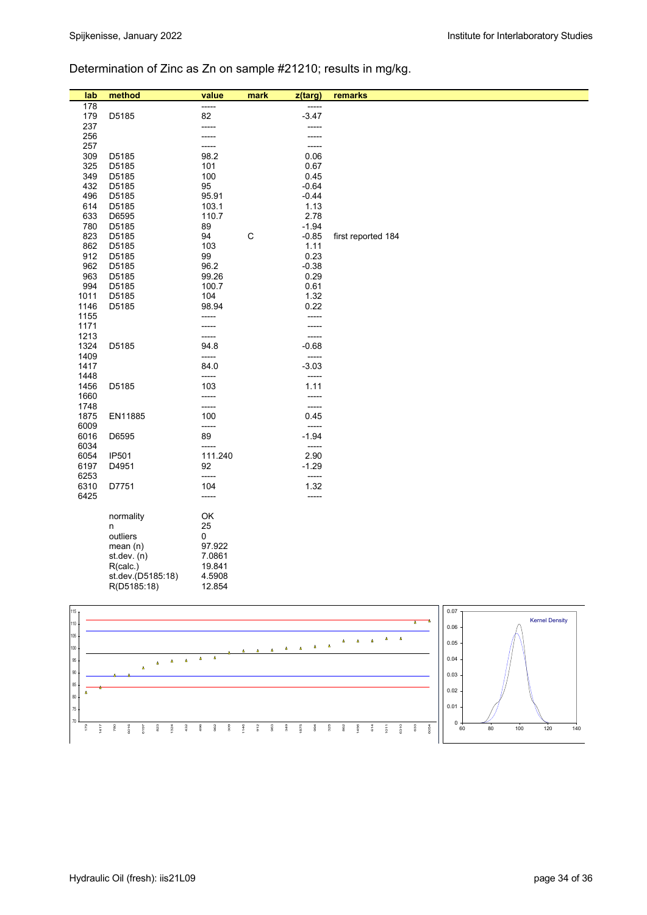## Determination of Zinc as Zn on sample #21210; results in mg/kg.

| lab | method | value | mark | z(targ) | remarks |
|---|---|---|---|---|---|
| 178 | | ----- | | ----- | |
| 179 | D5185 | 82 | | -3.47 | |
| 237 | | ----- | | ----- | |
| 256 | | ----- | | ----- | |
| 257 | | ----- | | ----- | |
| 309 | D5185 | 98.2 | | 0.06 | |
| 325 | D5185 | 101 | | 0.67 | |
| 349 | D5185 | 100 | | 0.45 | |
| 432 | D5185 | 95 | | -0.64 | |
| 496 | D5185 | 95.91 | | -0.44 | |
| 614 | D5185 | 103.1 | | 1.13 | |
| 633 | D6595 | 110.7 | | 2.78 | |
| 780 | D5185 | 89 | | -1.94 | |
| 823 | D5185 | 94 | C | -0.85 | first reported 184 |
| 862 | D5185 | 103 | | 1.11 | |
| 912 | D5185 | 99 | | 0.23 | |
| 962 | D5185 | 96.2 | | -0.38 | |
| 963 | D5185 | 99.26 | | 0.29 | |
| 994 | D5185 | 100.7 | | 0.61 | |
| 1011 | D5185 | 104 | | 1.32 | |
| 1146 | D5185 | 98.94 | | 0.22 | |
| 1155 | | ----- | | ----- | |
| 1171 | | ----- | | ----- | |
| 1213 | | ----- | | ----- | |
| 1324 | D5185 | 94.8 | | -0.68 | |
| 1409 | | ----- | | ----- | |
| 1417 | | 84.0 | | -3.03 | |
| 1448 | | ----- | | ----- | |
| 1456 | D5185 | 103 | | 1.11 | |
| 1660 | | ----- | | ----- | |
| 1748 | | ----- | | ----- | |
| 1875 | EN11885 | 100 | | 0.45 | |
| 6009 | | ----- | | ----- | |
| 6016 | D6595 | 89 | | -1.94 | |
| 6034 | | ----- | | ----- | |
| 6054 | IP501 | 111.240 | | 2.90 | |
| 6197 | D4951 | 92 | | -1.29 | |
| 6253 | | ----- | | ----- | |
| 6310 | D7751 | 104 | | 1.32 | |
| 6425 | | ----- | | ----- | |

| | |
|---|---|
| normality | OK |
| n | 25 |
| outliers | 0 |
| mean (n) | 97.922 |
| st.dev. (n) | 7.0861 |
| R(calc.) | 19.841 |
| st.dev.(D5185:18) | 4.5908 |
| R(D5185:18) | 12.854 |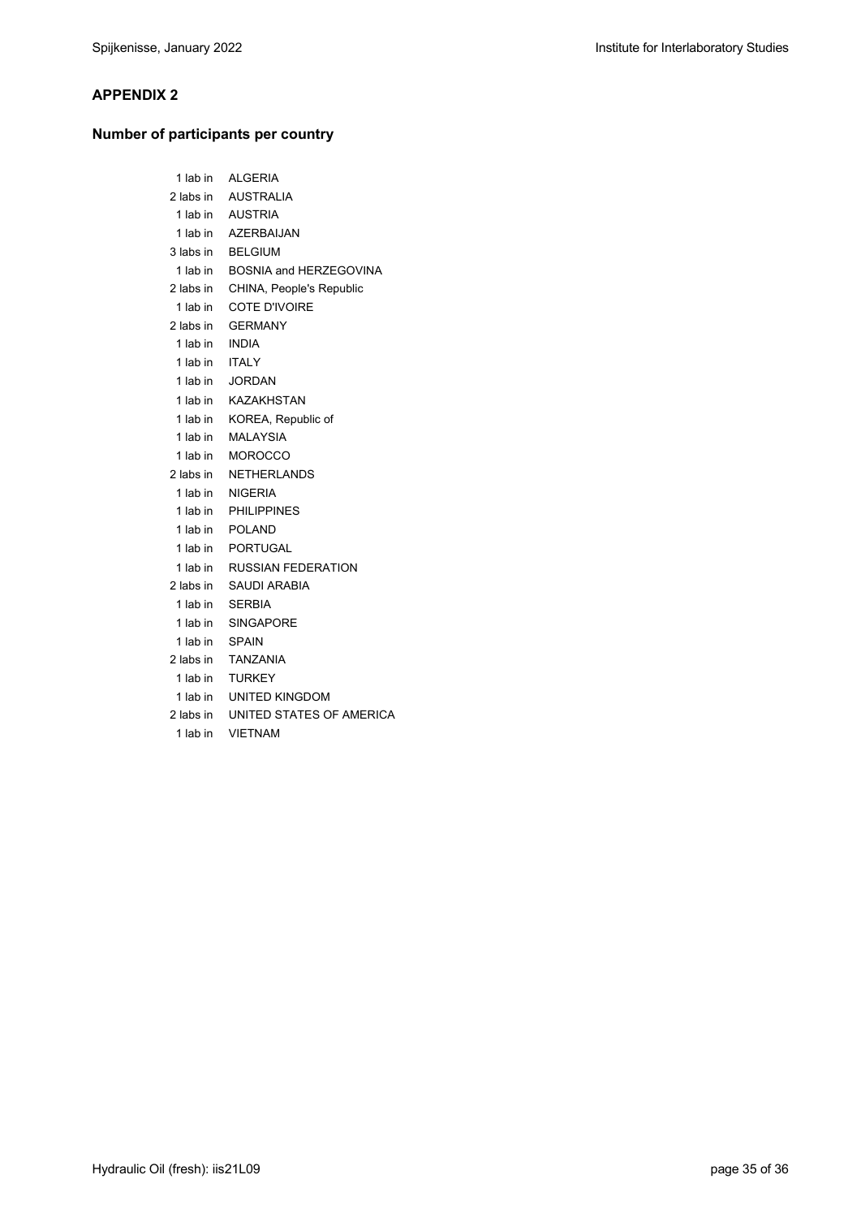## APPENDIX 2

### Number of participants per country

1 lab in ALGERIA
2 labs in AUSTRALIA
1 lab in AUSTRIA
1 lab in AZERBAIJAN
3 labs in BELGIUM
1 lab in BOSNIA and HERZEGOVINA
2 labs in CHINA, People's Republic
1 lab in COTE D'IVOIRE
2 labs in GERMANY
1 lab in INDIA
1 lab in ITALY
1 lab in JORDAN
1 lab in KAZAKHSTAN
1 lab in KOREA, Republic of
1 lab in MALAYSIA
1 lab in MOROCCO
2 labs in NETHERLANDS
1 lab in NIGERIA
1 lab in PHILIPPINES
1 lab in POLAND
1 lab in PORTUGAL
1 lab in RUSSIAN FEDERATION
2 labs in SAUDI ARABIA
1 lab in SERBIA
1 lab in SINGAPORE
1 lab in SPAIN
2 labs in TANZANIA
1 lab in TURKEY
1 lab in UNITED KINGDOM
2 labs in UNITED STATES OF AMERICA
1 lab in VIETNAM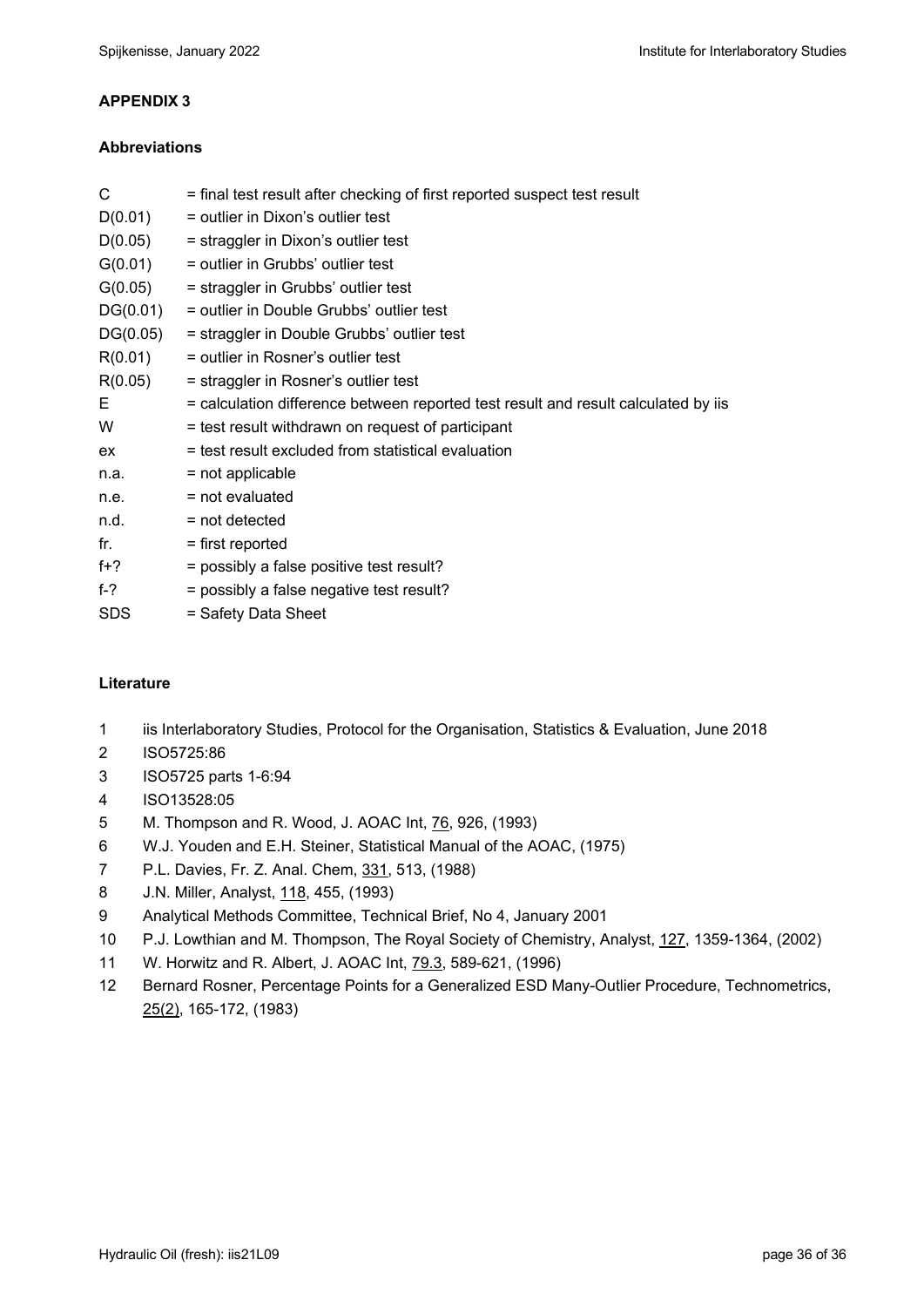## APPENDIX 3

### Abbreviations

| | |
|---|---|
| C | = final test result after checking of first reported suspect test result |
| D(0.01) | = outlier in Dixon's outlier test |
| D(0.05) | = straggler in Dixon's outlier test |
| G(0.01) | = outlier in Grubbs' outlier test |
| G(0.05) | = straggler in Grubbs' outlier test |
| DG(0.01) | = outlier in Double Grubbs' outlier test |
| DG(0.05) | = straggler in Double Grubbs' outlier test |
| R(0.01) | = outlier in Rosner's outlier test |
| R(0.05) | = straggler in Rosner's outlier test |
| E | = calculation difference between reported test result and result calculated by iis |
| W | = test result withdrawn on request of participant |
| ex | = test result excluded from statistical evaluation |
| n.a. | = not applicable |
| n.e. | = not evaluated |
| n.d. | = not detected |
| fr. | = first reported |
| f+? | = possibly a false positive test result? |
| f-? | = possibly a false negative test result? |
| SDS | = Safety Data Sheet |

### Literature

1. iis Interlaboratory Studies, Protocol for the Organisation, Statistics & Evaluation, June 2018
2. ISO5725:86
3. ISO5725 parts 1-6:94
4. ISO13528:05
5. M. Thompson and R. Wood, J. AOAC Int, 76, 926, (1993)
6. W.J. Youden and E.H. Steiner, Statistical Manual of the AOAC, (1975)
7. P.L. Davies, Fr. Z. Anal. Chem, 331, 513, (1988)
8. J.N. Miller, Analyst, 118, 455, (1993)
9. Analytical Methods Committee, Technical Brief, No 4, January 2001
10. P.J. Lowthian and M. Thompson, The Royal Society of Chemistry, Analyst, 127, 1359-1364, (2002)
11. W. Horwitz and R. Albert, J. AOAC Int, 79.3, 589-621, (1996)
12. Bernard Rosner, Percentage Points for a Generalized ESD Many-Outlier Procedure, Technometrics, 25(2), 165-172, (1983)